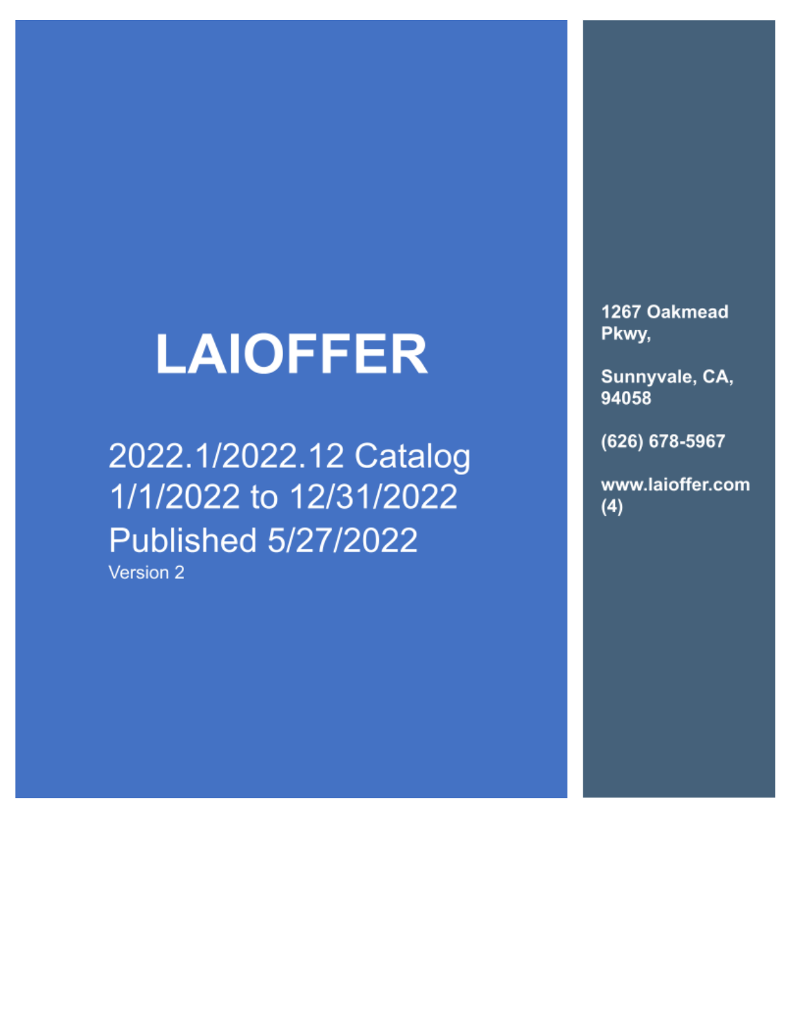# LAIOFFER

2022.1/2022.12 Catalog
1/1/2022 to 12/31/2022
Published 5/27/2022
Version 2

**1267 Oakmead Pkwy,**

**Sunnyvale, CA, 94058**

**(626) 678-5967**

**www.laioffer.com (4)**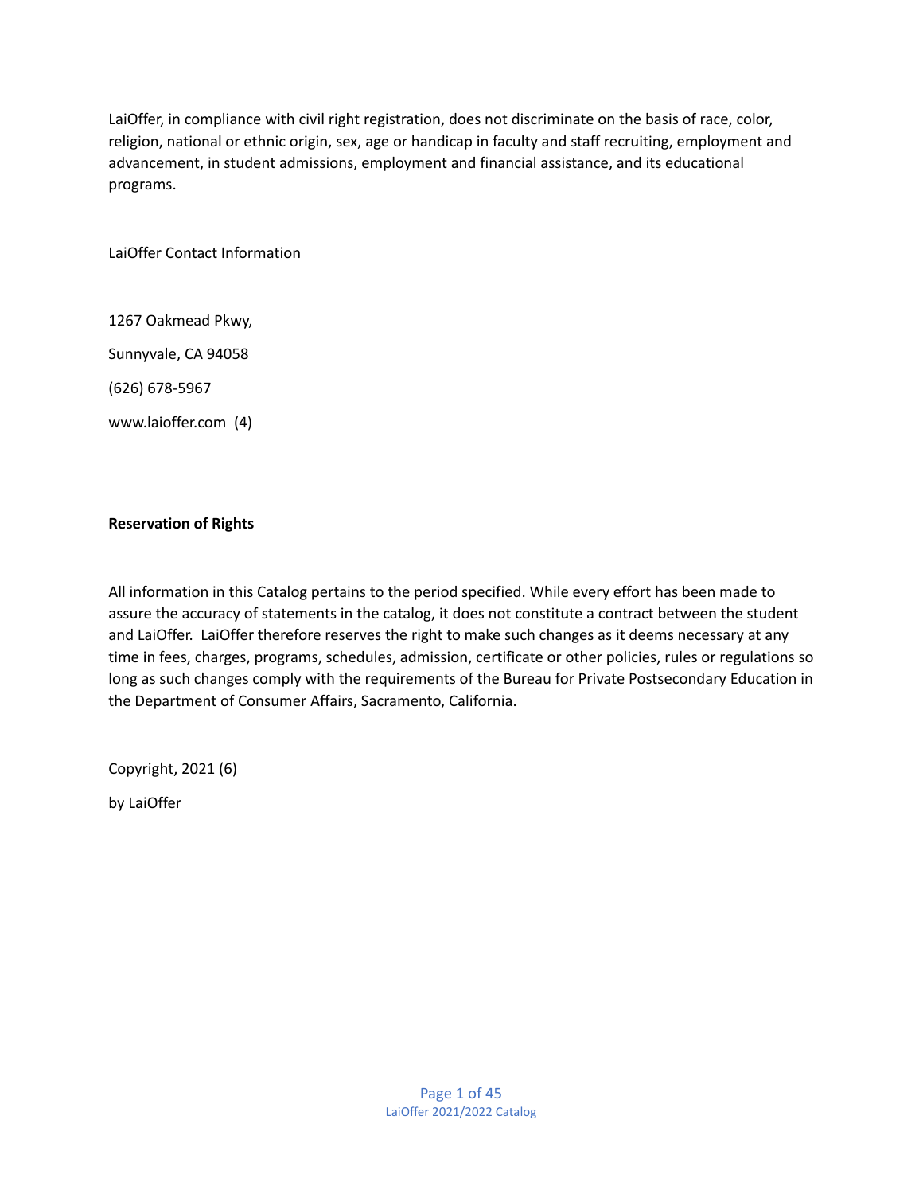LaiOffer, in compliance with civil right registration, does not discriminate on the basis of race, color, religion, national or ethnic origin, sex, age or handicap in faculty and staff recruiting, employment and advancement, in student admissions, employment and financial assistance, and its educational programs.

LaiOffer Contact Information

1267 Oakmead Pkwy,

Sunnyvale, CA 94058

(626) 678-5967

www.laioffer.com (4)

**Reservation of Rights**

All information in this Catalog pertains to the period specified. While every effort has been made to assure the accuracy of statements in the catalog, it does not constitute a contract between the student and LaiOffer. LaiOffer therefore reserves the right to make such changes as it deems necessary at any time in fees, charges, programs, schedules, admission, certificate or other policies, rules or regulations so long as such changes comply with the requirements of the Bureau for Private Postsecondary Education in the Department of Consumer Affairs, Sacramento, California.

Copyright, 2021 (6)

by LaiOffer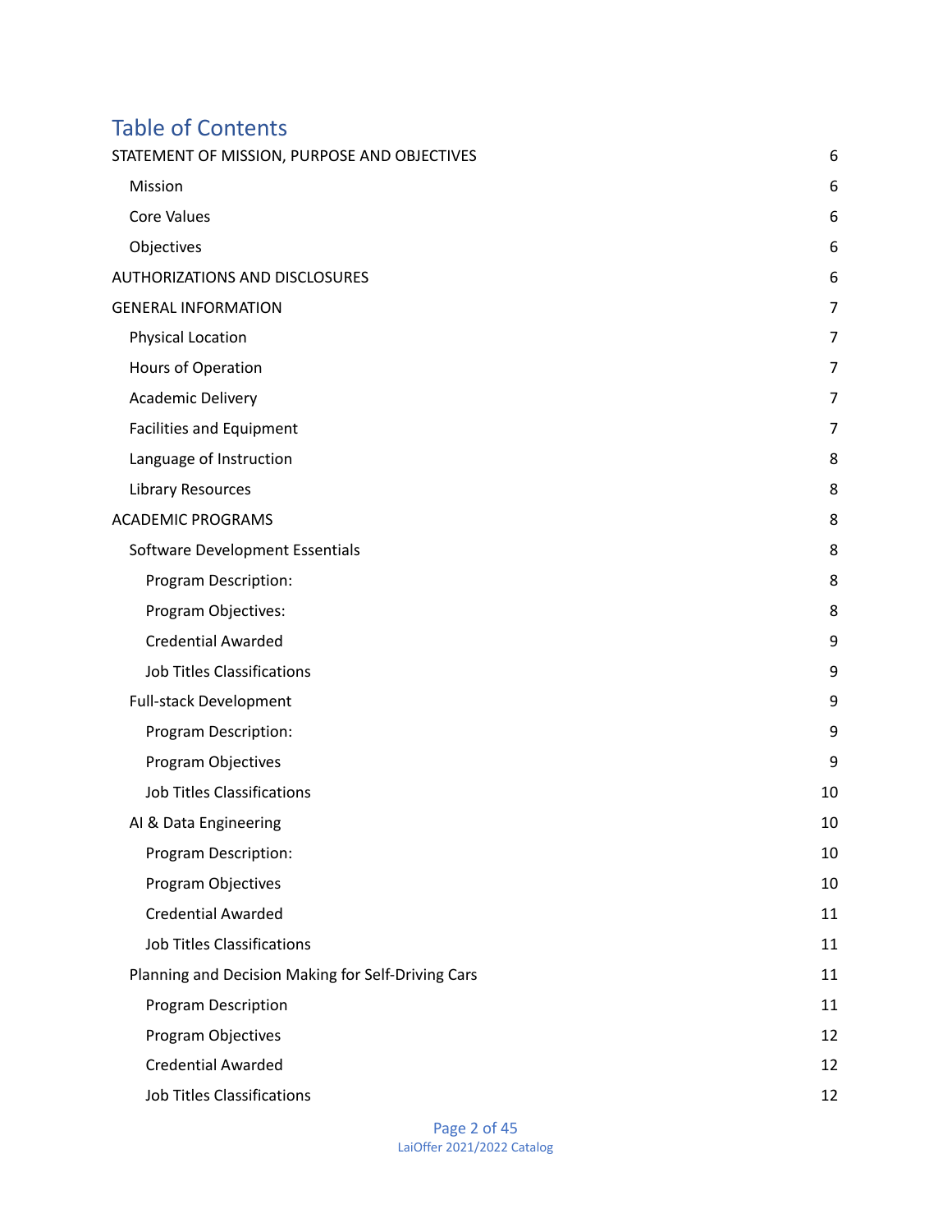# Table of Contents

- STATEMENT OF MISSION, PURPOSE AND OBJECTIVES 6
  - Mission 6
  - Core Values 6
  - Objectives 6
- AUTHORIZATIONS AND DISCLOSURES 6
- GENERAL INFORMATION 7
  - Physical Location 7
  - Hours of Operation 7
  - Academic Delivery 7
  - Facilities and Equipment 7
  - Language of Instruction 8
  - Library Resources 8
- ACADEMIC PROGRAMS 8
  - Software Development Essentials 8
    - Program Description: 8
    - Program Objectives: 8
    - Credential Awarded 9
    - Job Titles Classifications 9
  - Full-stack Development 9
    - Program Description: 9
    - Program Objectives 9
    - Job Titles Classifications 10
  - AI & Data Engineering 10
    - Program Description: 10
    - Program Objectives 10
    - Credential Awarded 11
    - Job Titles Classifications 11
  - Planning and Decision Making for Self-Driving Cars 11
    - Program Description 11
    - Program Objectives 12
    - Credential Awarded 12
    - Job Titles Classifications 12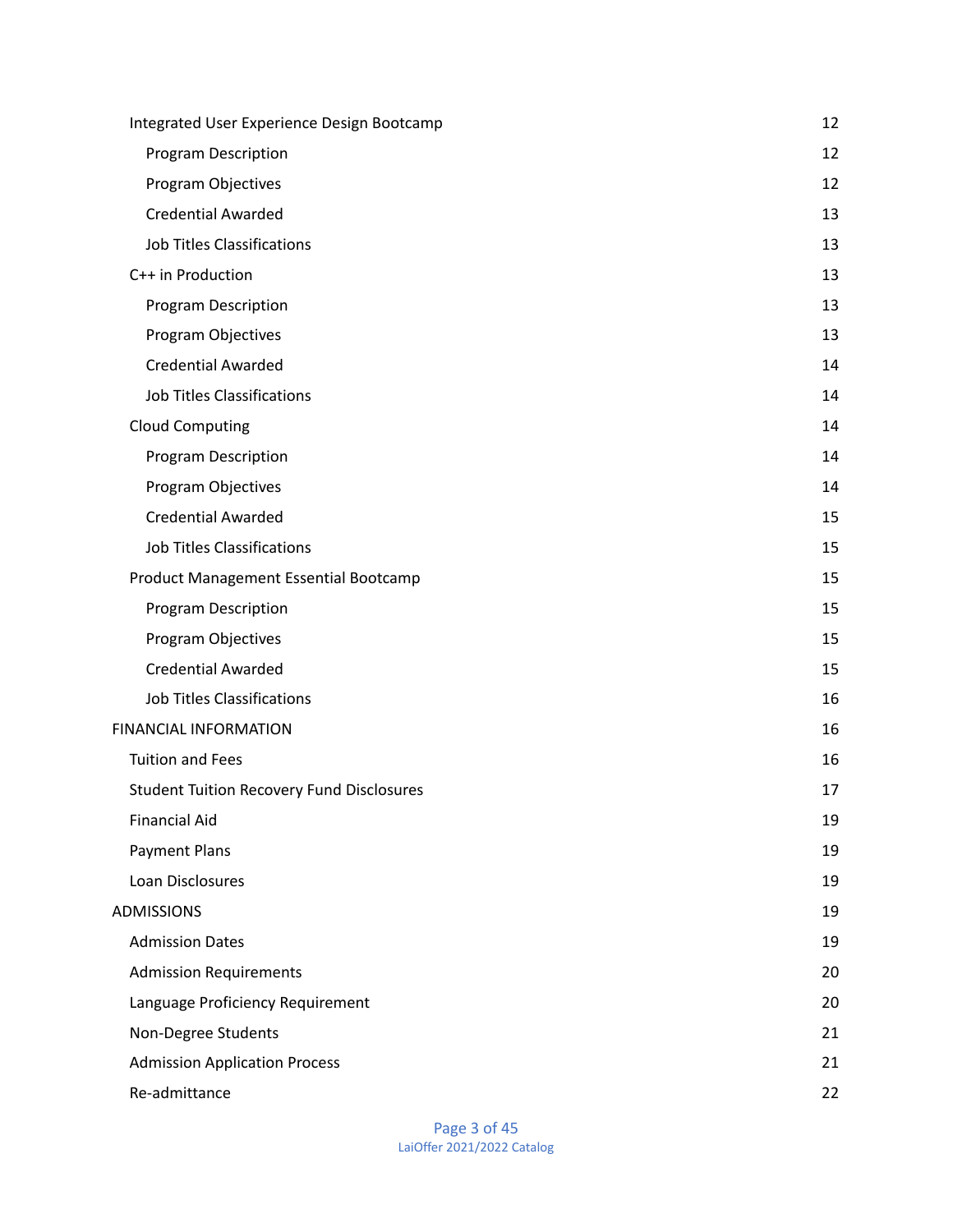- Integrated User Experience Design Bootcamp — 12
  - Program Description — 12
  - Program Objectives — 12
  - Credential Awarded — 13
  - Job Titles Classifications — 13
- C++ in Production — 13
  - Program Description — 13
  - Program Objectives — 13
  - Credential Awarded — 14
  - Job Titles Classifications — 14
- Cloud Computing — 14
  - Program Description — 14
  - Program Objectives — 14
  - Credential Awarded — 15
  - Job Titles Classifications — 15
- Product Management Essential Bootcamp — 15
  - Program Description — 15
  - Program Objectives — 15
  - Credential Awarded — 15
  - Job Titles Classifications — 16

FINANCIAL INFORMATION — 16

- Tuition and Fees — 16
- Student Tuition Recovery Fund Disclosures — 17
- Financial Aid — 19
- Payment Plans — 19
- Loan Disclosures — 19

ADMISSIONS — 19

- Admission Dates — 19
- Admission Requirements — 20
- Language Proficiency Requirement — 20
- Non-Degree Students — 21
- Admission Application Process — 21
- Re-admittance — 22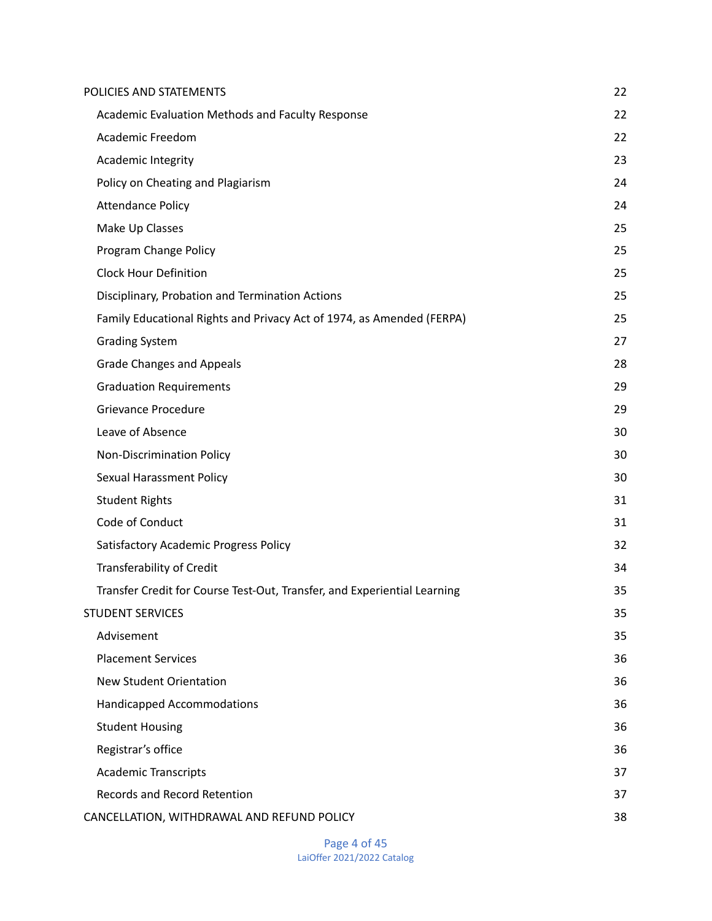| | |
|---|---|
| POLICIES AND STATEMENTS | 22 |
| Academic Evaluation Methods and Faculty Response | 22 |
| Academic Freedom | 22 |
| Academic Integrity | 23 |
| Policy on Cheating and Plagiarism | 24 |
| Attendance Policy | 24 |
| Make Up Classes | 25 |
| Program Change Policy | 25 |
| Clock Hour Definition | 25 |
| Disciplinary, Probation and Termination Actions | 25 |
| Family Educational Rights and Privacy Act of 1974, as Amended (FERPA) | 25 |
| Grading System | 27 |
| Grade Changes and Appeals | 28 |
| Graduation Requirements | 29 |
| Grievance Procedure | 29 |
| Leave of Absence | 30 |
| Non-Discrimination Policy | 30 |
| Sexual Harassment Policy | 30 |
| Student Rights | 31 |
| Code of Conduct | 31 |
| Satisfactory Academic Progress Policy | 32 |
| Transferability of Credit | 34 |
| Transfer Credit for Course Test-Out, Transfer, and Experiential Learning | 35 |
| STUDENT SERVICES | 35 |
| Advisement | 35 |
| Placement Services | 36 |
| New Student Orientation | 36 |
| Handicapped Accommodations | 36 |
| Student Housing | 36 |
| Registrar's office | 36 |
| Academic Transcripts | 37 |
| Records and Record Retention | 37 |
| CANCELLATION, WITHDRAWAL AND REFUND POLICY | 38 |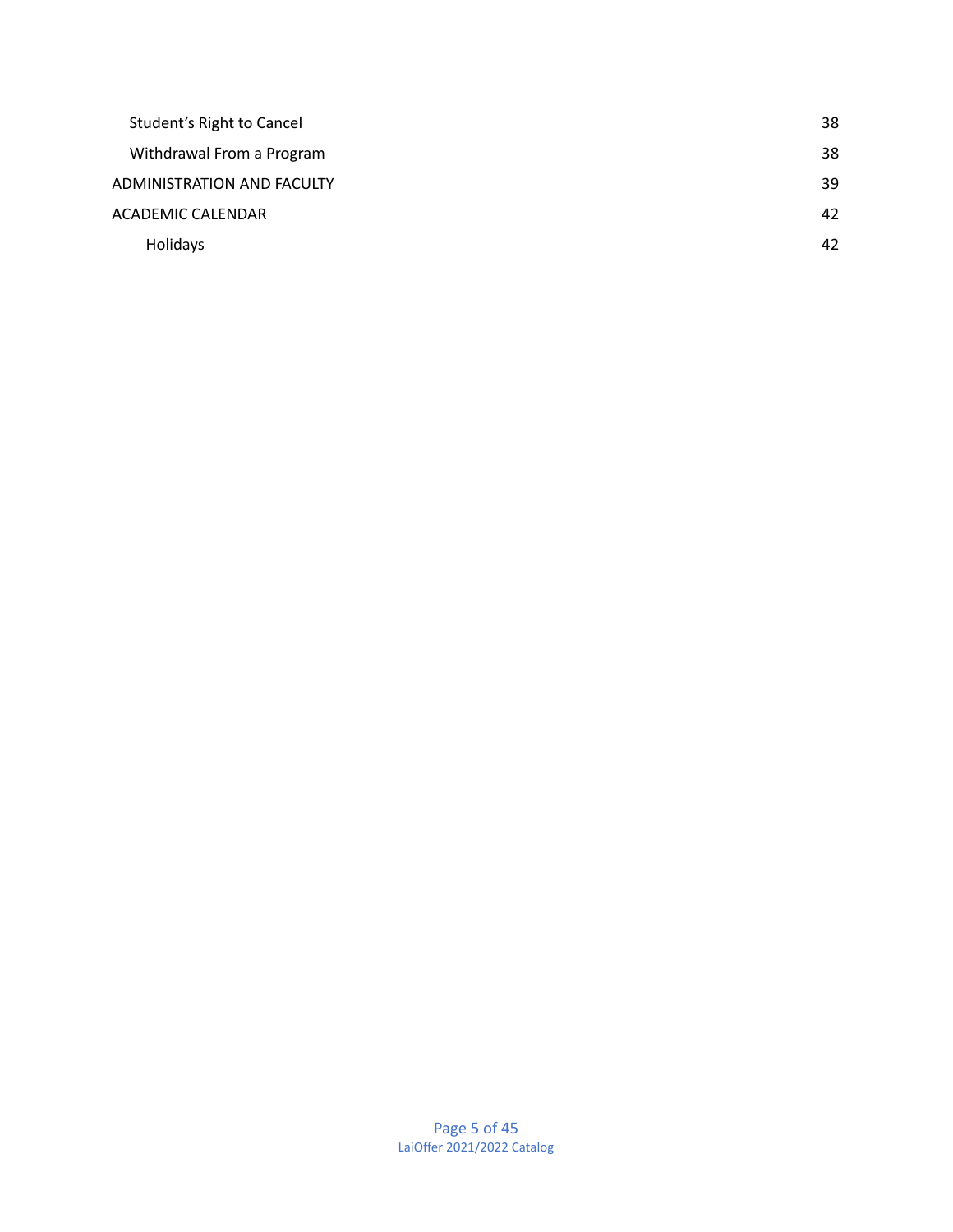- Student’s Right to Cancel 38
- Withdrawal From a Program 38

ADMINISTRATION AND FACULTY 39

ACADEMIC CALENDAR 42

- Holidays 42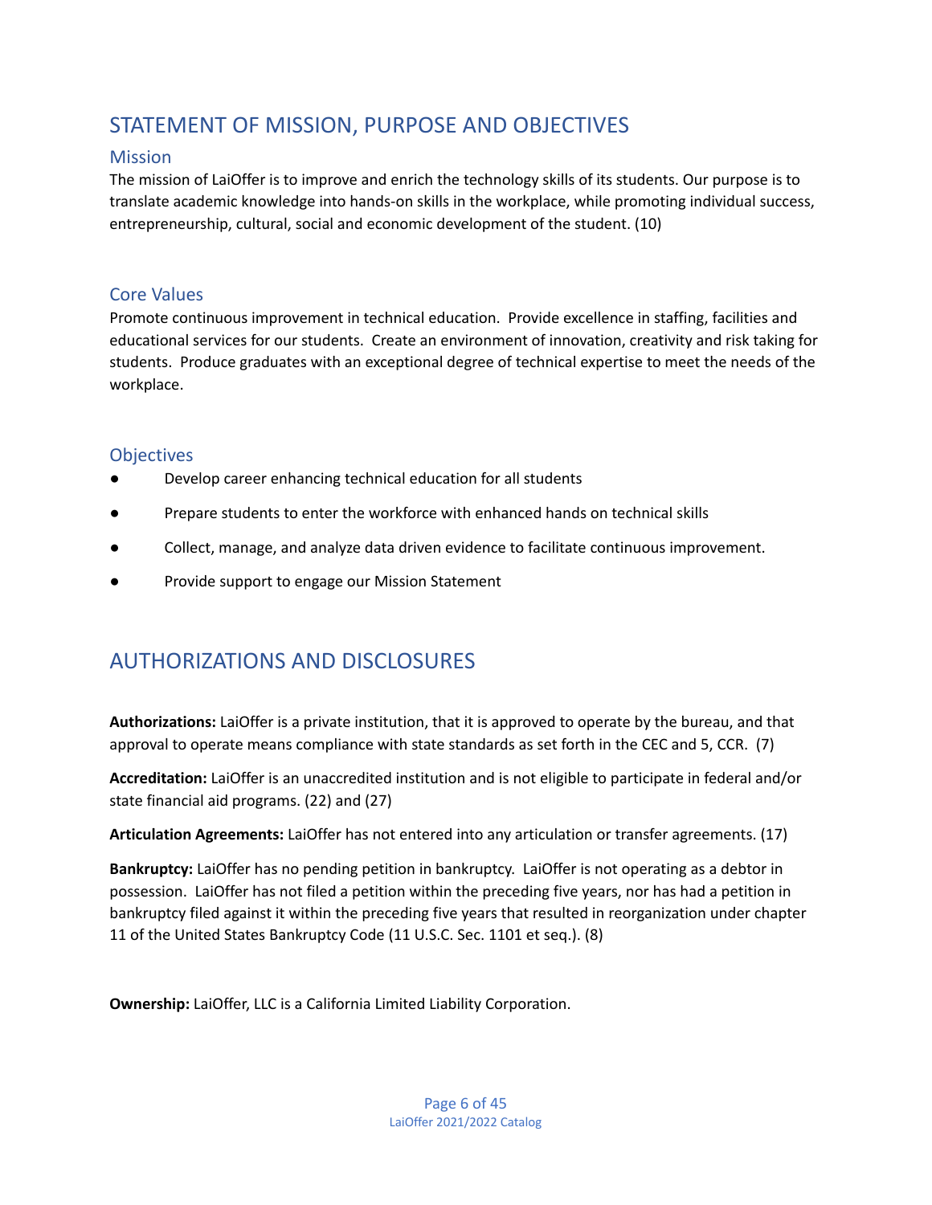# STATEMENT OF MISSION, PURPOSE AND OBJECTIVES

## Mission

The mission of LaiOffer is to improve and enrich the technology skills of its students. Our purpose is to translate academic knowledge into hands-on skills in the workplace, while promoting individual success, entrepreneurship, cultural, social and economic development of the student. (10)

## Core Values

Promote continuous improvement in technical education. Provide excellence in staffing, facilities and educational services for our students. Create an environment of innovation, creativity and risk taking for students. Produce graduates with an exceptional degree of technical expertise to meet the needs of the workplace.

## Objectives

- Develop career enhancing technical education for all students
- Prepare students to enter the workforce with enhanced hands on technical skills
- Collect, manage, and analyze data driven evidence to facilitate continuous improvement.
- Provide support to engage our Mission Statement

# AUTHORIZATIONS AND DISCLOSURES

**Authorizations:** LaiOffer is a private institution, that it is approved to operate by the bureau, and that approval to operate means compliance with state standards as set forth in the CEC and 5, CCR. (7)

**Accreditation:** LaiOffer is an unaccredited institution and is not eligible to participate in federal and/or state financial aid programs. (22) and (27)

**Articulation Agreements:** LaiOffer has not entered into any articulation or transfer agreements. (17)

**Bankruptcy:** LaiOffer has no pending petition in bankruptcy. LaiOffer is not operating as a debtor in possession. LaiOffer has not filed a petition within the preceding five years, nor has had a petition in bankruptcy filed against it within the preceding five years that resulted in reorganization under chapter 11 of the United States Bankruptcy Code (11 U.S.C. Sec. 1101 et seq.). (8)

**Ownership:** LaiOffer, LLC is a California Limited Liability Corporation.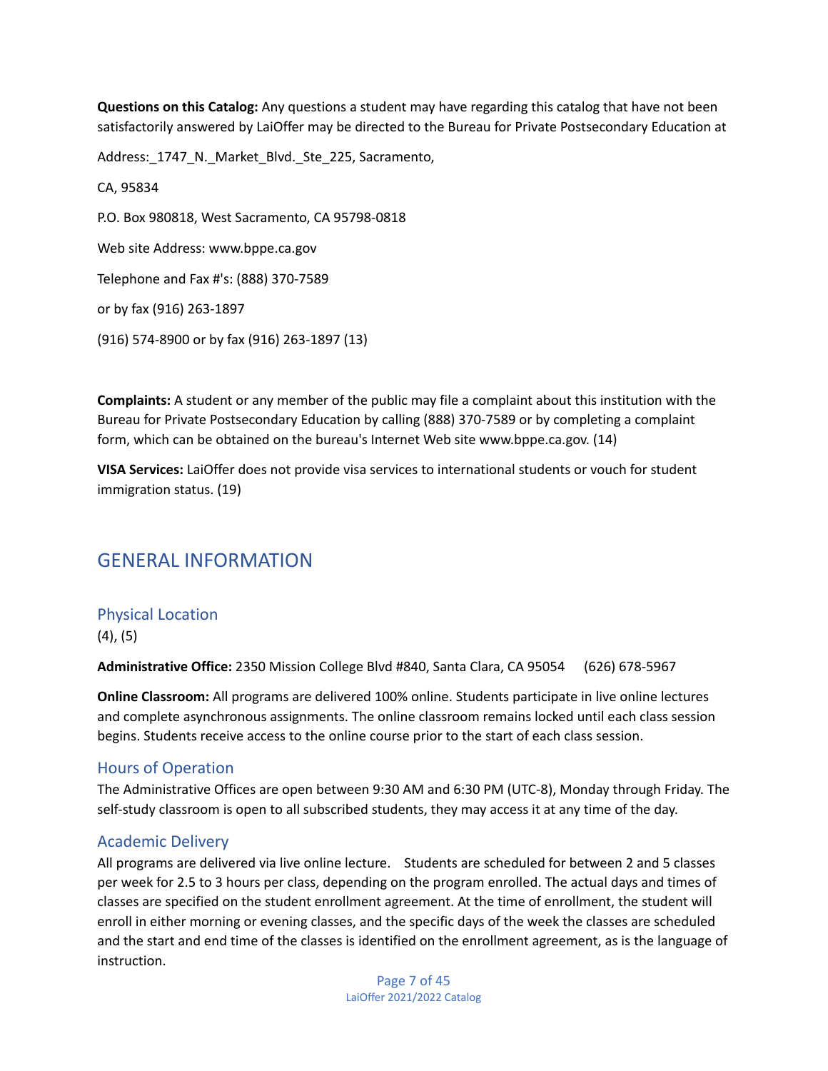**Questions on this Catalog:** Any questions a student may have regarding this catalog that have not been satisfactorily answered by LaiOffer may be directed to the Bureau for Private Postsecondary Education at

Address:_1747_N._Market_Blvd._Ste_225, Sacramento,

CA, 95834

P.O. Box 980818, West Sacramento, CA 95798-0818

Web site Address: www.bppe.ca.gov

Telephone and Fax #'s: (888) 370-7589

or by fax (916) 263-1897

(916) 574-8900 or by fax (916) 263-1897 (13)

**Complaints:** A student or any member of the public may file a complaint about this institution with the Bureau for Private Postsecondary Education by calling (888) 370-7589 or by completing a complaint form, which can be obtained on the bureau's Internet Web site www.bppe.ca.gov. (14)

**VISA Services:** LaiOffer does not provide visa services to international students or vouch for student immigration status. (19)

# GENERAL INFORMATION

## Physical Location

(4), (5)

**Administrative Office:** 2350 Mission College Blvd #840, Santa Clara, CA 95054 (626) 678-5967

**Online Classroom:** All programs are delivered 100% online. Students participate in live online lectures and complete asynchronous assignments. The online classroom remains locked until each class session begins. Students receive access to the online course prior to the start of each class session.

## Hours of Operation

The Administrative Offices are open between 9:30 AM and 6:30 PM (UTC-8), Monday through Friday. The self-study classroom is open to all subscribed students, they may access it at any time of the day.

## Academic Delivery

All programs are delivered via live online lecture. Students are scheduled for between 2 and 5 classes per week for 2.5 to 3 hours per class, depending on the program enrolled. The actual days and times of classes are specified on the student enrollment agreement. At the time of enrollment, the student will enroll in either morning or evening classes, and the specific days of the week the classes are scheduled and the start and end time of the classes is identified on the enrollment agreement, as is the language of instruction.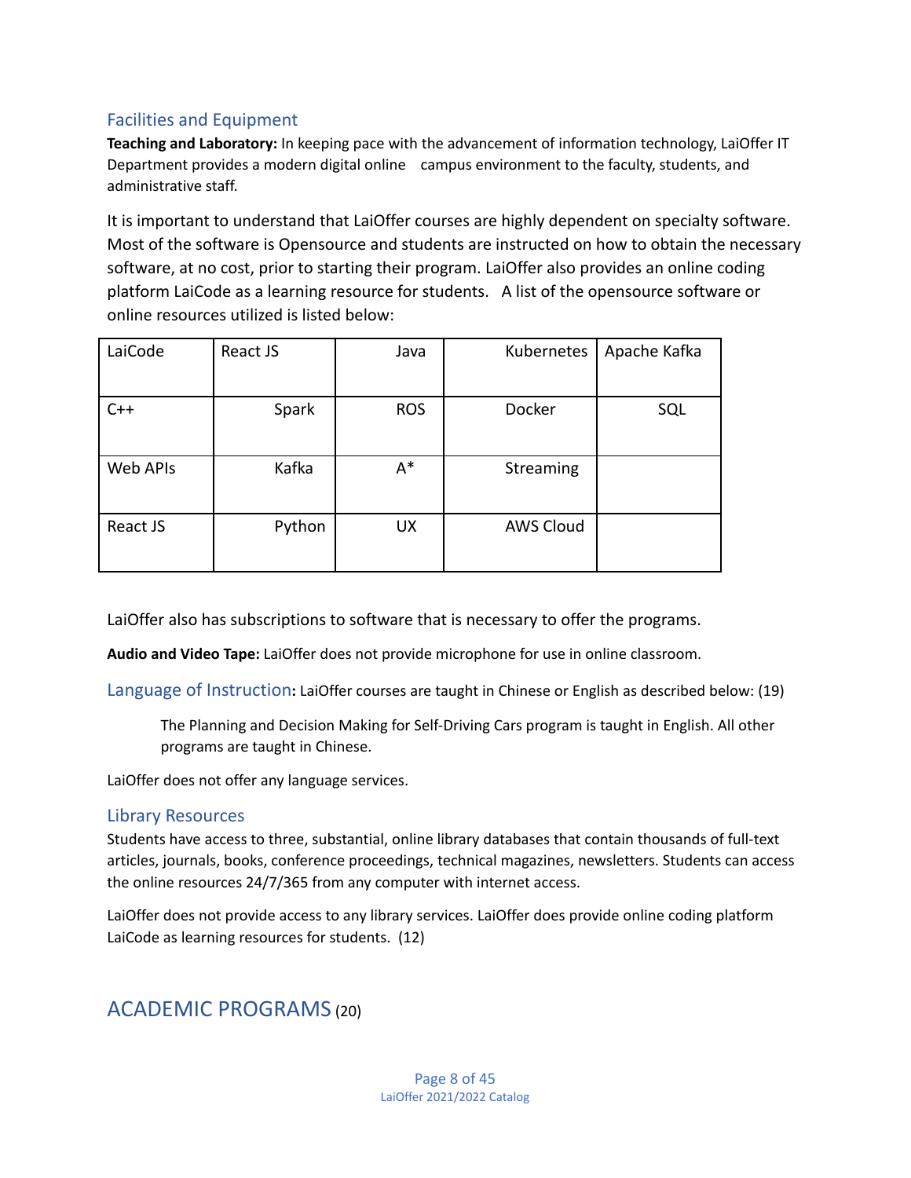## Facilities and Equipment

**Teaching and Laboratory:** In keeping pace with the advancement of information technology, LaiOffer IT Department provides a modern digital online campus environment to the faculty, students, and administrative staff.

It is important to understand that LaiOffer courses are highly dependent on specialty software. Most of the software is Opensource and students are instructed on how to obtain the necessary software, at no cost, prior to starting their program. LaiOffer also provides an online coding platform LaiCode as a learning resource for students. A list of the opensource software or online resources utilized is listed below:

| | | | | |
|---|---|---|---|---|
| LaiCode | React JS | Java | Kubernetes | Apache Kafka |
| C++ | Spark | ROS | Docker | SQL |
| Web APIs | Kafka | A* | Streaming | |
| React JS | Python | UX | AWS Cloud | |

LaiOffer also has subscriptions to software that is necessary to offer the programs.

**Audio and Video Tape:** LaiOffer does not provide microphone for use in online classroom.

## Language of Instruction: LaiOffer courses are taught in Chinese or English as described below: (19)

> The Planning and Decision Making for Self-Driving Cars program is taught in English. All other programs are taught in Chinese.

LaiOffer does not offer any language services.

## Library Resources

Students have access to three, substantial, online library databases that contain thousands of full-text articles, journals, books, conference proceedings, technical magazines, newsletters. Students can access the online resources 24/7/365 from any computer with internet access.

LaiOffer does not provide access to any library services. LaiOffer does provide online coding platform LaiCode as learning resources for students. (12)

# ACADEMIC PROGRAMS (20)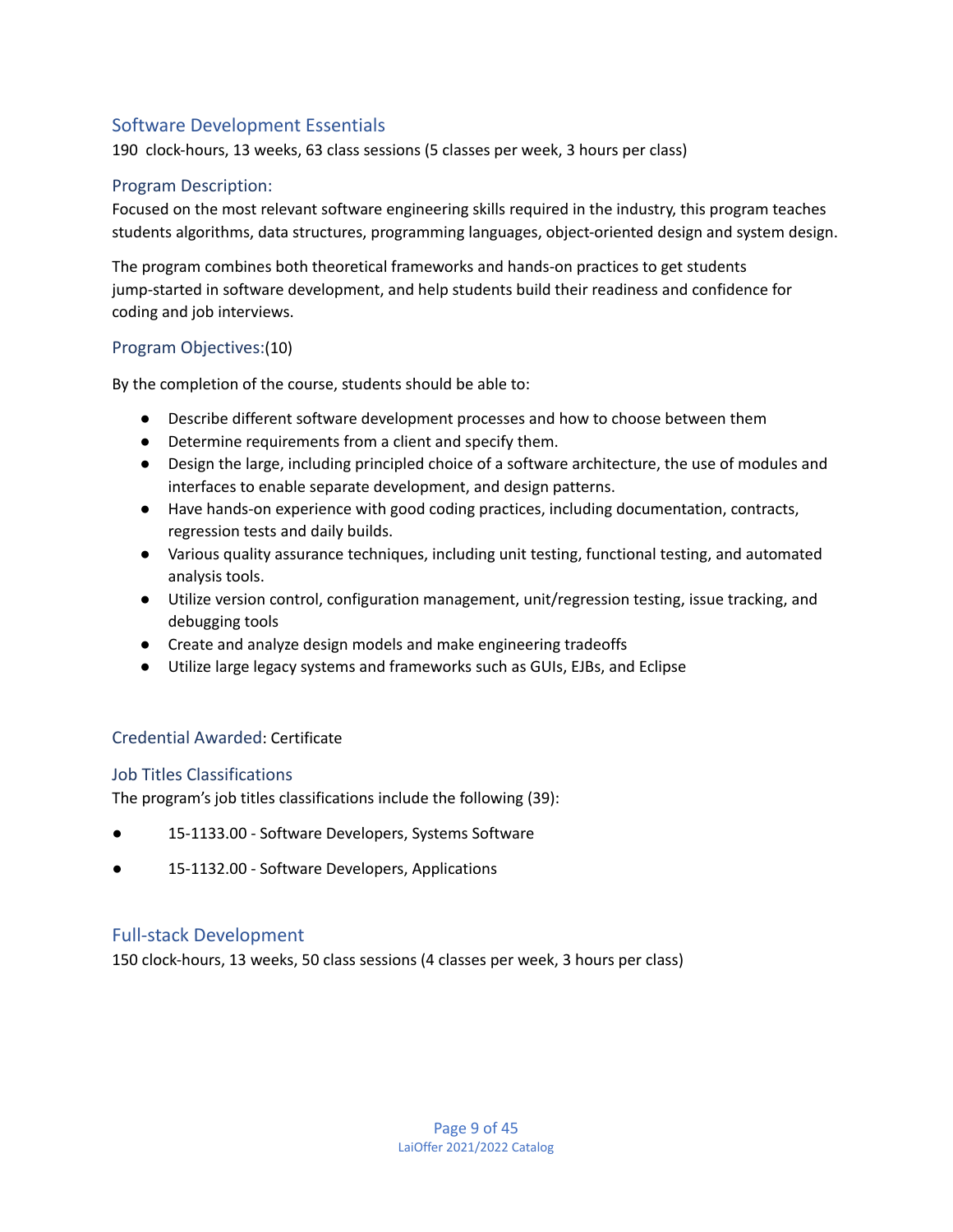## Software Development Essentials

190 clock-hours, 13 weeks, 63 class sessions (5 classes per week, 3 hours per class)

### Program Description:

Focused on the most relevant software engineering skills required in the industry, this program teaches students algorithms, data structures, programming languages, object-oriented design and system design.

The program combines both theoretical frameworks and hands-on practices to get students jump-started in software development, and help students build their readiness and confidence for coding and job interviews.

### Program Objectives:(10)

By the completion of the course, students should be able to:

- Describe different software development processes and how to choose between them
- Determine requirements from a client and specify them.
- Design the large, including principled choice of a software architecture, the use of modules and interfaces to enable separate development, and design patterns.
- Have hands-on experience with good coding practices, including documentation, contracts, regression tests and daily builds.
- Various quality assurance techniques, including unit testing, functional testing, and automated analysis tools.
- Utilize version control, configuration management, unit/regression testing, issue tracking, and debugging tools
- Create and analyze design models and make engineering tradeoffs
- Utilize large legacy systems and frameworks such as GUIs, EJBs, and Eclipse

### Credential Awarded: Certificate

### Job Titles Classifications

The program's job titles classifications include the following (39):

- 15-1133.00 - Software Developers, Systems Software
- 15-1132.00 - Software Developers, Applications

## Full-stack Development

150 clock-hours, 13 weeks, 50 class sessions (4 classes per week, 3 hours per class)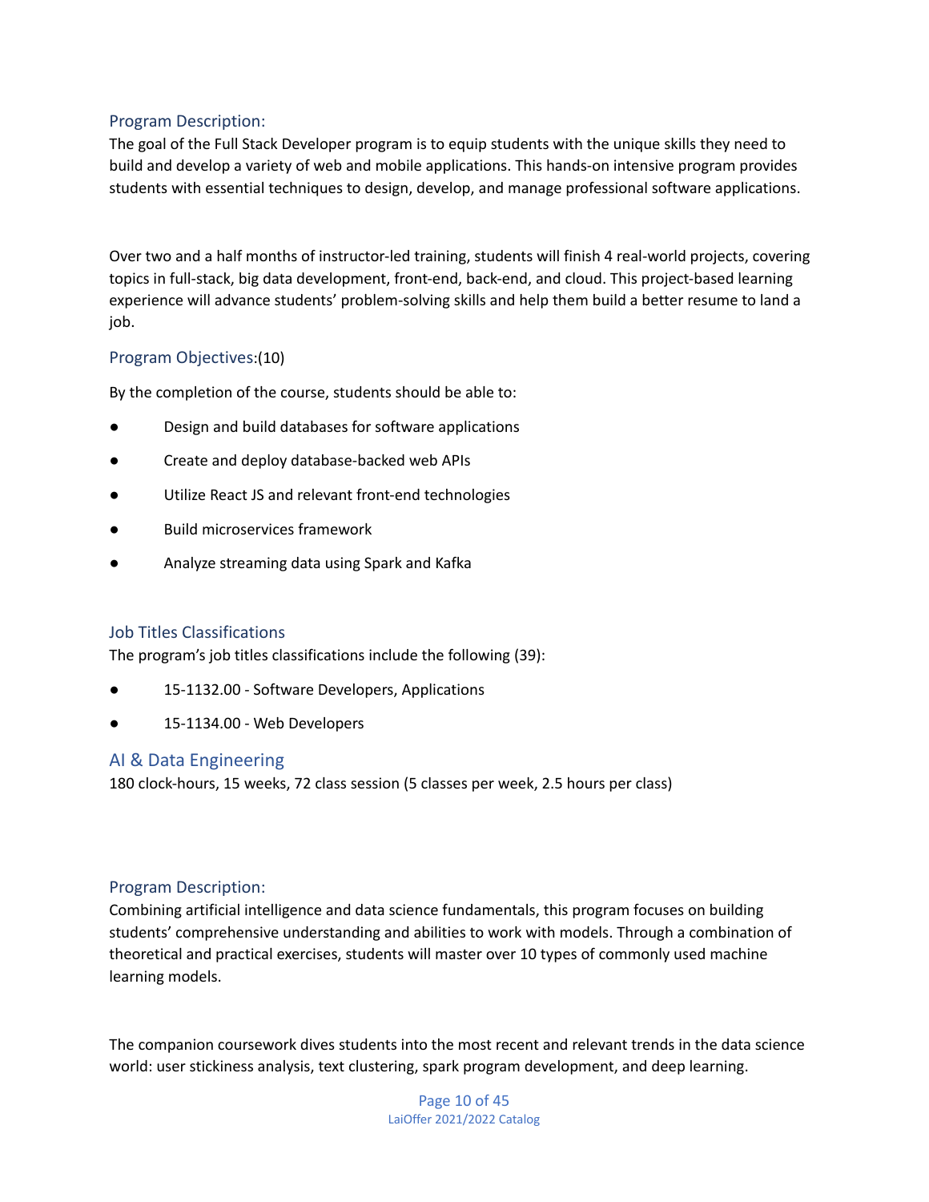### Program Description:

The goal of the Full Stack Developer program is to equip students with the unique skills they need to build and develop a variety of web and mobile applications. This hands-on intensive program provides students with essential techniques to design, develop, and manage professional software applications.

Over two and a half months of instructor-led training, students will finish 4 real-world projects, covering topics in full-stack, big data development, front-end, back-end, and cloud. This project-based learning experience will advance students' problem-solving skills and help them build a better resume to land a job.

### Program Objectives:(10)

By the completion of the course, students should be able to:

- Design and build databases for software applications
- Create and deploy database-backed web APIs
- Utilize React JS and relevant front-end technologies
- Build microservices framework
- Analyze streaming data using Spark and Kafka

### Job Titles Classifications

The program's job titles classifications include the following (39):

- 15-1132.00 - Software Developers, Applications
- 15-1134.00 - Web Developers

## AI & Data Engineering

180 clock-hours, 15 weeks, 72 class session (5 classes per week, 2.5 hours per class)

### Program Description:

Combining artificial intelligence and data science fundamentals, this program focuses on building students' comprehensive understanding and abilities to work with models. Through a combination of theoretical and practical exercises, students will master over 10 types of commonly used machine learning models.

The companion coursework dives students into the most recent and relevant trends in the data science world: user stickiness analysis, text clustering, spark program development, and deep learning.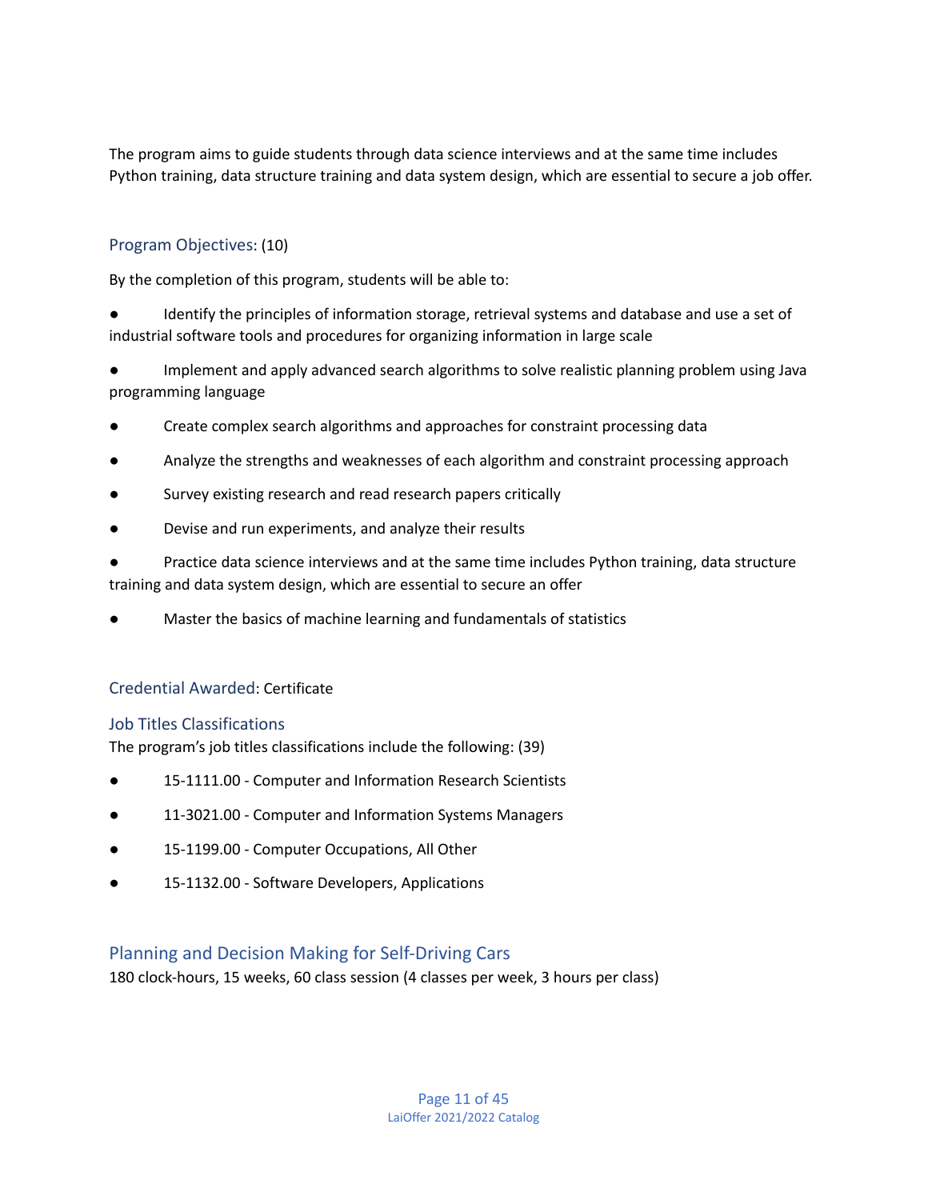The program aims to guide students through data science interviews and at the same time includes Python training, data structure training and data system design, which are essential to secure a job offer.

### Program Objectives: (10)

By the completion of this program, students will be able to:

- Identify the principles of information storage, retrieval systems and database and use a set of industrial software tools and procedures for organizing information in large scale
- Implement and apply advanced search algorithms to solve realistic planning problem using Java programming language
- Create complex search algorithms and approaches for constraint processing data
- Analyze the strengths and weaknesses of each algorithm and constraint processing approach
- Survey existing research and read research papers critically
- Devise and run experiments, and analyze their results
- Practice data science interviews and at the same time includes Python training, data structure training and data system design, which are essential to secure an offer
- Master the basics of machine learning and fundamentals of statistics

### Credential Awarded: Certificate

### Job Titles Classifications

The program's job titles classifications include the following: (39)

- 15-1111.00 - Computer and Information Research Scientists
- 11-3021.00 - Computer and Information Systems Managers
- 15-1199.00 - Computer Occupations, All Other
- 15-1132.00 - Software Developers, Applications

## Planning and Decision Making for Self-Driving Cars

180 clock-hours, 15 weeks, 60 class session (4 classes per week, 3 hours per class)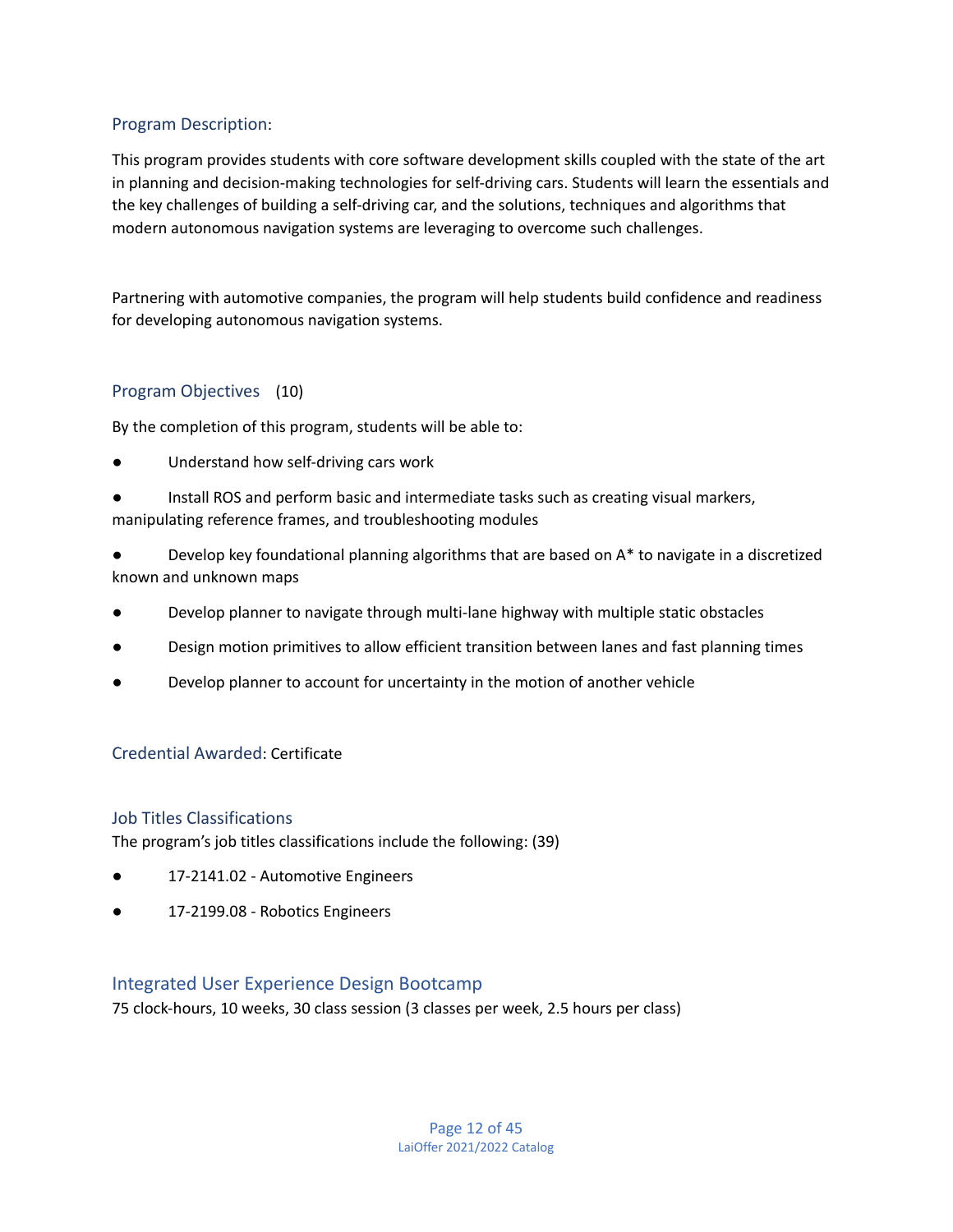### Program Description:

This program provides students with core software development skills coupled with the state of the art in planning and decision-making technologies for self-driving cars. Students will learn the essentials and the key challenges of building a self-driving car, and the solutions, techniques and algorithms that modern autonomous navigation systems are leveraging to overcome such challenges.

Partnering with automotive companies, the program will help students build confidence and readiness for developing autonomous navigation systems.

### Program Objectives (10)

By the completion of this program, students will be able to:

- Understand how self-driving cars work
- Install ROS and perform basic and intermediate tasks such as creating visual markers, manipulating reference frames, and troubleshooting modules
- Develop key foundational planning algorithms that are based on A* to navigate in a discretized known and unknown maps
- Develop planner to navigate through multi-lane highway with multiple static obstacles
- Design motion primitives to allow efficient transition between lanes and fast planning times
- Develop planner to account for uncertainty in the motion of another vehicle

### Credential Awarded: Certificate

### Job Titles Classifications

The program's job titles classifications include the following: (39)

- 17-2141.02 - Automotive Engineers
- 17-2199.08 - Robotics Engineers

## Integrated User Experience Design Bootcamp

75 clock-hours, 10 weeks, 30 class session (3 classes per week, 2.5 hours per class)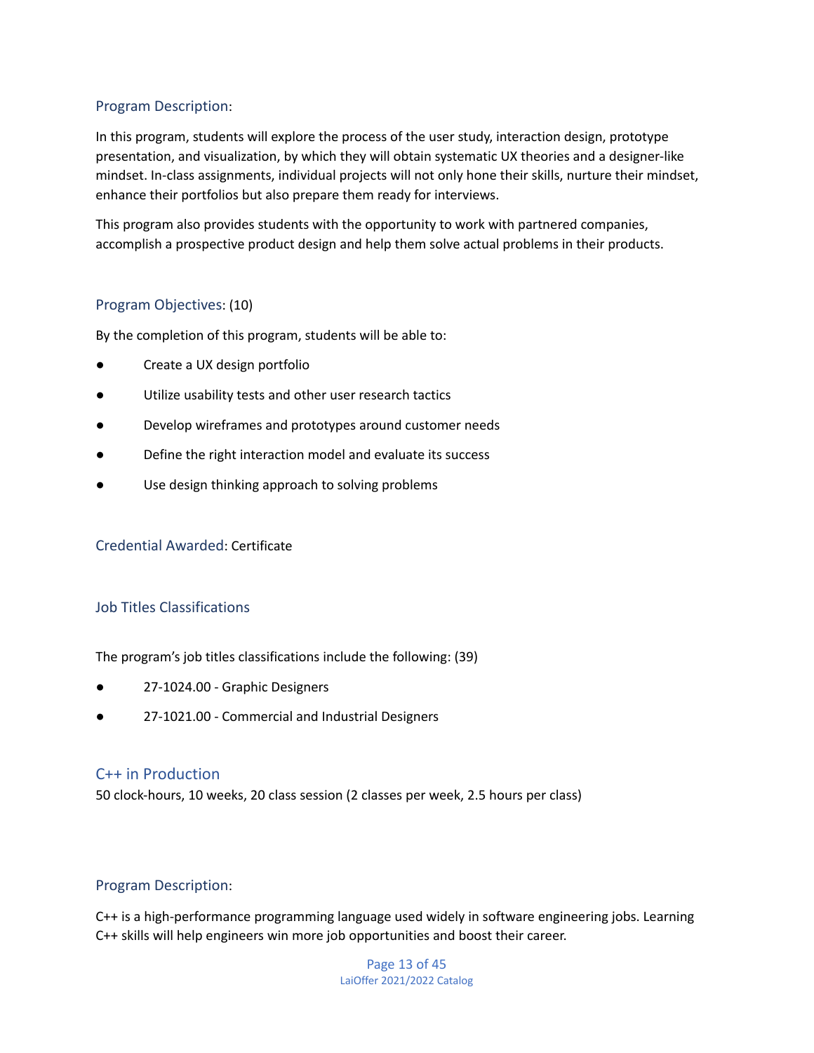### Program Description:

In this program, students will explore the process of the user study, interaction design, prototype presentation, and visualization, by which they will obtain systematic UX theories and a designer-like mindset. In-class assignments, individual projects will not only hone their skills, nurture their mindset, enhance their portfolios but also prepare them ready for interviews.

This program also provides students with the opportunity to work with partnered companies, accomplish a prospective product design and help them solve actual problems in their products.

### Program Objectives: (10)

By the completion of this program, students will be able to:

- Create a UX design portfolio
- Utilize usability tests and other user research tactics
- Develop wireframes and prototypes around customer needs
- Define the right interaction model and evaluate its success
- Use design thinking approach to solving problems

### Credential Awarded: Certificate

### Job Titles Classifications

The program's job titles classifications include the following: (39)

- 27-1024.00 - Graphic Designers
- 27-1021.00 - Commercial and Industrial Designers

## C++ in Production

50 clock-hours, 10 weeks, 20 class session (2 classes per week, 2.5 hours per class)

### Program Description:

C++ is a high-performance programming language used widely in software engineering jobs. Learning C++ skills will help engineers win more job opportunities and boost their career.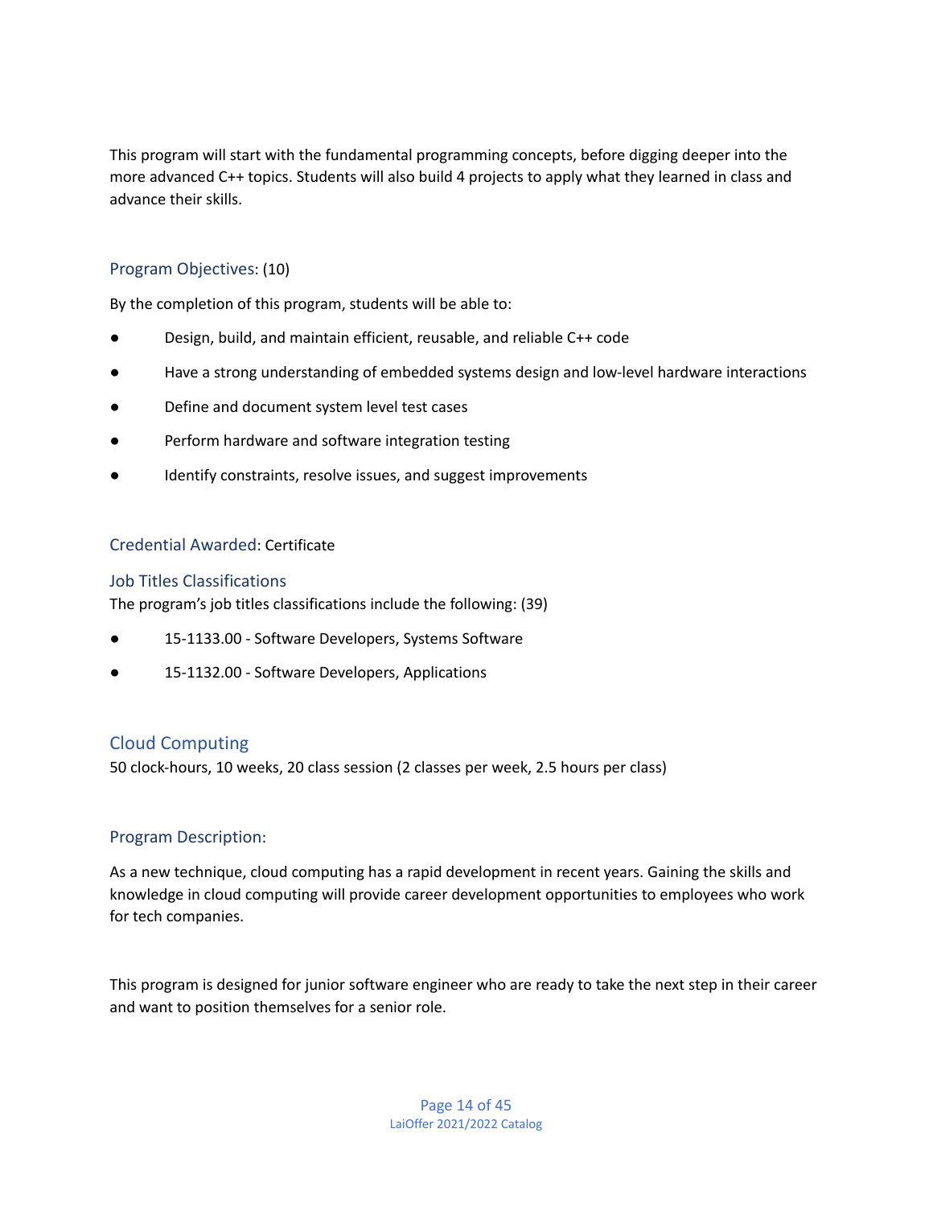This program will start with the fundamental programming concepts, before digging deeper into the more advanced C++ topics. Students will also build 4 projects to apply what they learned in class and advance their skills.

### Program Objectives: (10)

By the completion of this program, students will be able to:

- Design, build, and maintain efficient, reusable, and reliable C++ code
- Have a strong understanding of embedded systems design and low-level hardware interactions
- Define and document system level test cases
- Perform hardware and software integration testing
- Identify constraints, resolve issues, and suggest improvements

### Credential Awarded: Certificate

### Job Titles Classifications

The program's job titles classifications include the following: (39)

- 15-1133.00 - Software Developers, Systems Software
- 15-1132.00 - Software Developers, Applications

## Cloud Computing

50 clock-hours, 10 weeks, 20 class session (2 classes per week, 2.5 hours per class)

### Program Description:

As a new technique, cloud computing has a rapid development in recent years. Gaining the skills and knowledge in cloud computing will provide career development opportunities to employees who work for tech companies.

This program is designed for junior software engineer who are ready to take the next step in their career and want to position themselves for a senior role.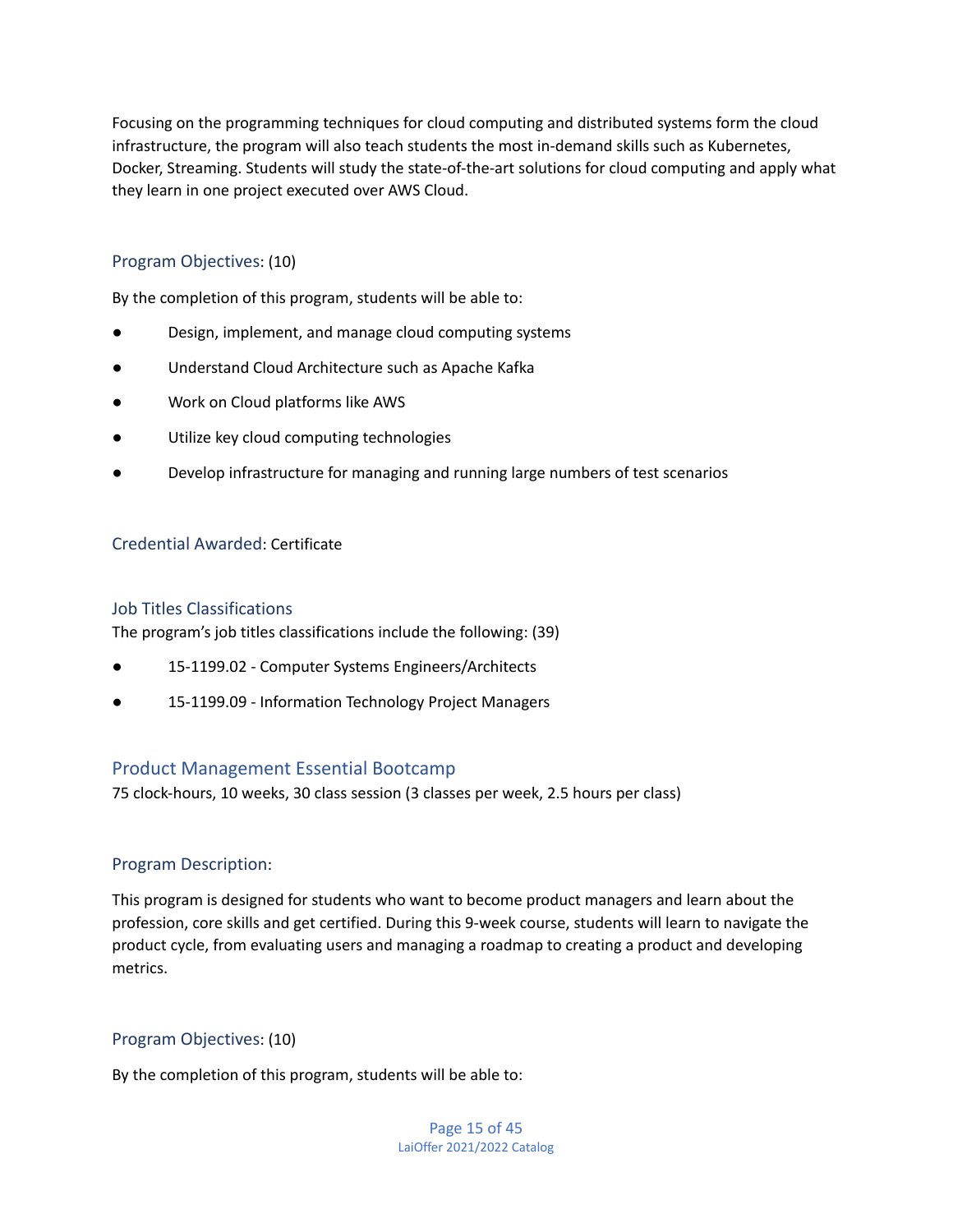Focusing on the programming techniques for cloud computing and distributed systems form the cloud infrastructure, the program will also teach students the most in-demand skills such as Kubernetes, Docker, Streaming. Students will study the state-of-the-art solutions for cloud computing and apply what they learn in one project executed over AWS Cloud.

### Program Objectives: (10)

By the completion of this program, students will be able to:

- Design, implement, and manage cloud computing systems
- Understand Cloud Architecture such as Apache Kafka
- Work on Cloud platforms like AWS
- Utilize key cloud computing technologies
- Develop infrastructure for managing and running large numbers of test scenarios

### Credential Awarded: Certificate

### Job Titles Classifications

The program's job titles classifications include the following: (39)

- 15-1199.02 - Computer Systems Engineers/Architects
- 15-1199.09 - Information Technology Project Managers

## Product Management Essential Bootcamp

75 clock-hours, 10 weeks, 30 class session (3 classes per week, 2.5 hours per class)

### Program Description:

This program is designed for students who want to become product managers and learn about the profession, core skills and get certified. During this 9-week course, students will learn to navigate the product cycle, from evaluating users and managing a roadmap to creating a product and developing metrics.

### Program Objectives: (10)

By the completion of this program, students will be able to: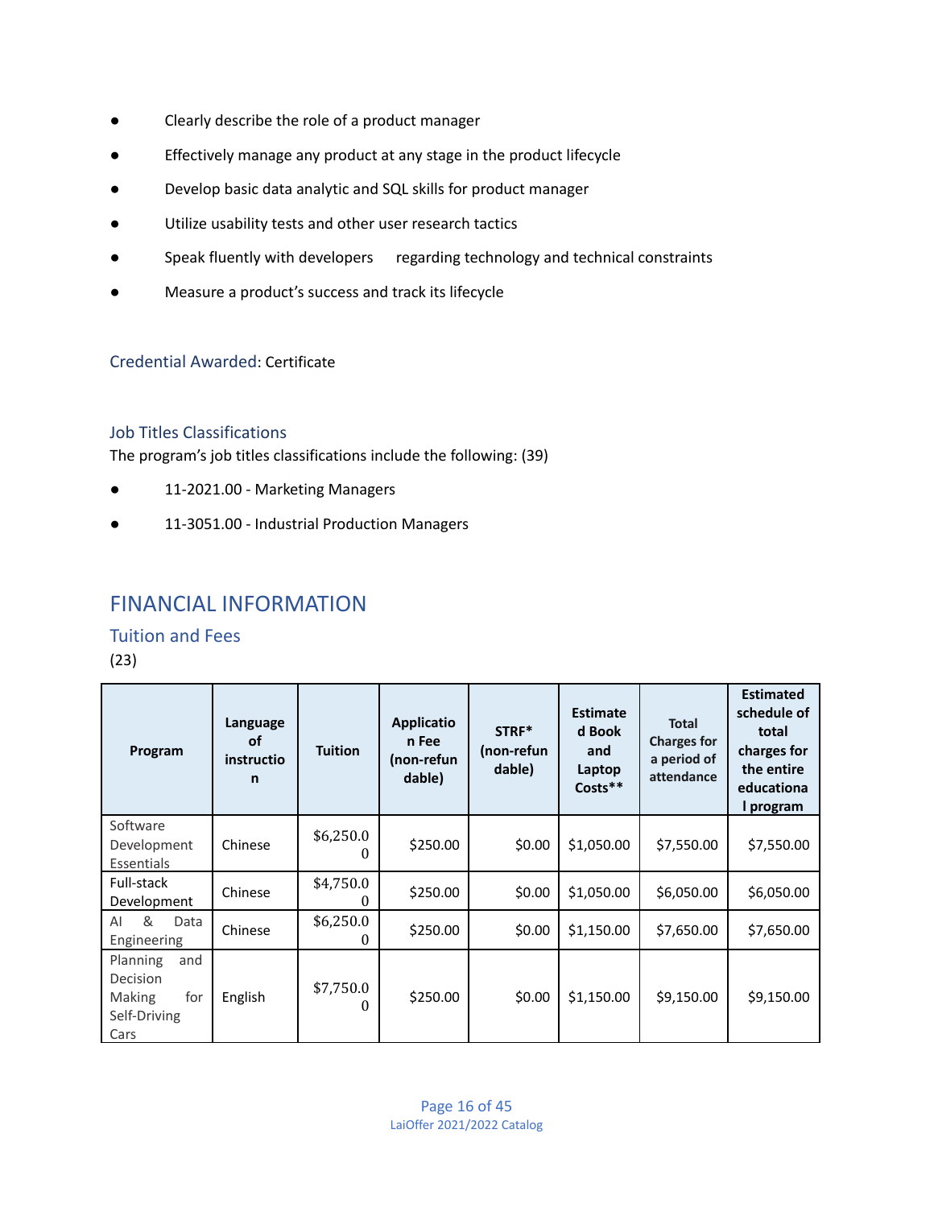- Clearly describe the role of a product manager
- Effectively manage any product at any stage in the product lifecycle
- Develop basic data analytic and SQL skills for product manager
- Utilize usability tests and other user research tactics
- Speak fluently with developers regarding technology and technical constraints
- Measure a product's success and track its lifecycle

Credential Awarded: Certificate

### Job Titles Classifications

The program's job titles classifications include the following: (39)

- 11-2021.00 - Marketing Managers
- 11-3051.00 - Industrial Production Managers

## FINANCIAL INFORMATION

### Tuition and Fees

(23)

| Program | Language of instruction | Tuition | Application Fee (non-refundable) | STRF* (non-refundable) | Estimated Book and Laptop Costs** | Total Charges for a period of attendance | Estimated schedule of total charges for the entire educational program |
|---|---|---|---|---|---|---|---|
| Software Development Essentials | Chinese | $6,250.00 | $250.00 | $0.00 | $1,050.00 | $7,550.00 | $7,550.00 |
| Full-stack Development | Chinese | $4,750.00 | $250.00 | $0.00 | $1,050.00 | $6,050.00 | $6,050.00 |
| AI & Data Engineering | Chinese | $6,250.00 | $250.00 | $0.00 | $1,150.00 | $7,650.00 | $7,650.00 |
| Planning and Decision Making for Self-Driving Cars | English | $7,750.00 | $250.00 | $0.00 | $1,150.00 | $9,150.00 | $9,150.00 |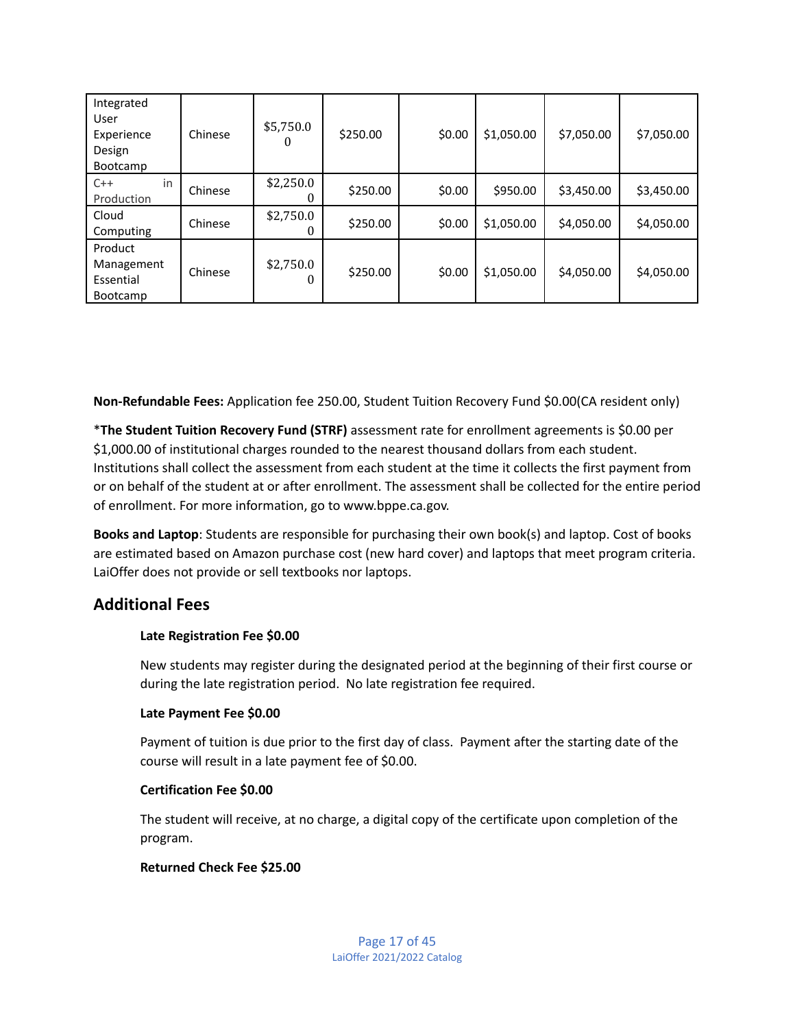| Integrated User Experience Design Bootcamp | Chinese | $5,750.00 | $250.00 | $0.00 | $1,050.00 | $7,050.00 | $7,050.00 |
|---|---|---|---|---|---|---|---|
| C++ in Production | Chinese | $2,250.00 | $250.00 | $0.00 | $950.00 | $3,450.00 | $3,450.00 |
| Cloud Computing | Chinese | $2,750.00 | $250.00 | $0.00 | $1,050.00 | $4,050.00 | $4,050.00 |
| Product Management Essential Bootcamp | Chinese | $2,750.00 | $250.00 | $0.00 | $1,050.00 | $4,050.00 | $4,050.00 |

**Non-Refundable Fees:** Application fee 250.00, Student Tuition Recovery Fund $0.00(CA resident only)

*__The Student Tuition Recovery Fund (STRF)__ assessment rate for enrollment agreements is $0.00 per $1,000.00 of institutional charges rounded to the nearest thousand dollars from each student. Institutions shall collect the assessment from each student at the time it collects the first payment from or on behalf of the student at or after enrollment. The assessment shall be collected for the entire period of enrollment. For more information, go to www.bppe.ca.gov.

**Books and Laptop**: Students are responsible for purchasing their own book(s) and laptop. Cost of books are estimated based on Amazon purchase cost (new hard cover) and laptops that meet program criteria. LaiOffer does not provide or sell textbooks nor laptops.

## Additional Fees

**Late Registration Fee $0.00**

New students may register during the designated period at the beginning of their first course or during the late registration period. No late registration fee required.

**Late Payment Fee $0.00**

Payment of tuition is due prior to the first day of class. Payment after the starting date of the course will result in a late payment fee of $0.00.

**Certification Fee $0.00**

The student will receive, at no charge, a digital copy of the certificate upon completion of the program.

**Returned Check Fee $25.00**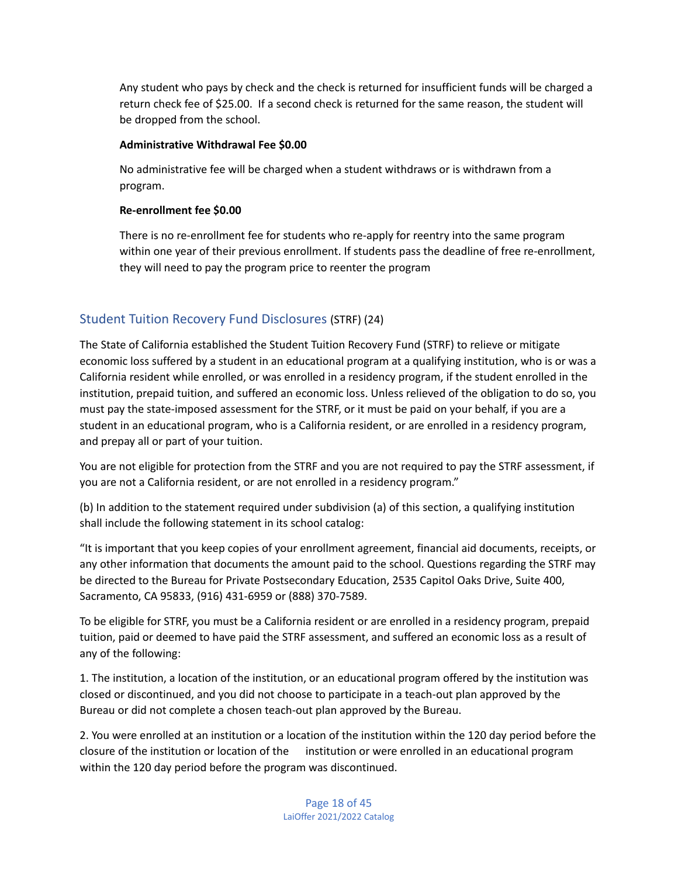Any student who pays by check and the check is returned for insufficient funds will be charged a return check fee of $25.00. If a second check is returned for the same reason, the student will be dropped from the school.

**Administrative Withdrawal Fee $0.00**

No administrative fee will be charged when a student withdraws or is withdrawn from a program.

**Re-enrollment fee $0.00**

There is no re-enrollment fee for students who re-apply for reentry into the same program within one year of their previous enrollment. If students pass the deadline of free re-enrollment, they will need to pay the program price to reenter the program

## Student Tuition Recovery Fund Disclosures (STRF) (24)

The State of California established the Student Tuition Recovery Fund (STRF) to relieve or mitigate economic loss suffered by a student in an educational program at a qualifying institution, who is or was a California resident while enrolled, or was enrolled in a residency program, if the student enrolled in the institution, prepaid tuition, and suffered an economic loss. Unless relieved of the obligation to do so, you must pay the state-imposed assessment for the STRF, or it must be paid on your behalf, if you are a student in an educational program, who is a California resident, or are enrolled in a residency program, and prepay all or part of your tuition.

You are not eligible for protection from the STRF and you are not required to pay the STRF assessment, if you are not a California resident, or are not enrolled in a residency program."

(b) In addition to the statement required under subdivision (a) of this section, a qualifying institution shall include the following statement in its school catalog:

"It is important that you keep copies of your enrollment agreement, financial aid documents, receipts, or any other information that documents the amount paid to the school. Questions regarding the STRF may be directed to the Bureau for Private Postsecondary Education, 2535 Capitol Oaks Drive, Suite 400, Sacramento, CA 95833, (916) 431-6959 or (888) 370-7589.

To be eligible for STRF, you must be a California resident or are enrolled in a residency program, prepaid tuition, paid or deemed to have paid the STRF assessment, and suffered an economic loss as a result of any of the following:

1. The institution, a location of the institution, or an educational program offered by the institution was closed or discontinued, and you did not choose to participate in a teach-out plan approved by the Bureau or did not complete a chosen teach-out plan approved by the Bureau.

2. You were enrolled at an institution or a location of the institution within the 120 day period before the closure of the institution or location of the institution or were enrolled in an educational program within the 120 day period before the program was discontinued.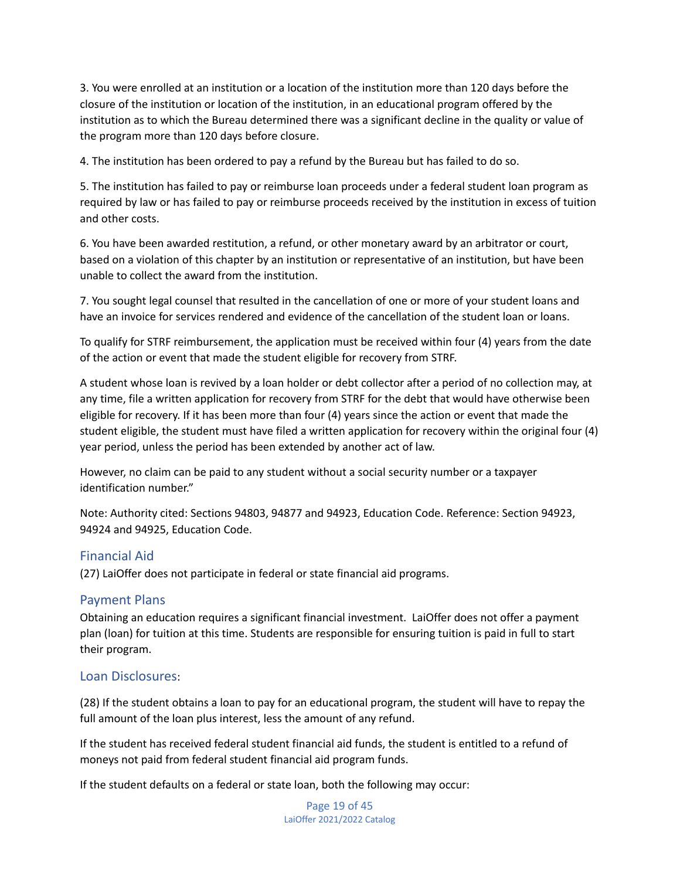3. You were enrolled at an institution or a location of the institution more than 120 days before the closure of the institution or location of the institution, in an educational program offered by the institution as to which the Bureau determined there was a significant decline in the quality or value of the program more than 120 days before closure.

4. The institution has been ordered to pay a refund by the Bureau but has failed to do so.

5. The institution has failed to pay or reimburse loan proceeds under a federal student loan program as required by law or has failed to pay or reimburse proceeds received by the institution in excess of tuition and other costs.

6. You have been awarded restitution, a refund, or other monetary award by an arbitrator or court, based on a violation of this chapter by an institution or representative of an institution, but have been unable to collect the award from the institution.

7. You sought legal counsel that resulted in the cancellation of one or more of your student loans and have an invoice for services rendered and evidence of the cancellation of the student loan or loans.

To qualify for STRF reimbursement, the application must be received within four (4) years from the date of the action or event that made the student eligible for recovery from STRF.

A student whose loan is revived by a loan holder or debt collector after a period of no collection may, at any time, file a written application for recovery from STRF for the debt that would have otherwise been eligible for recovery. If it has been more than four (4) years since the action or event that made the student eligible, the student must have filed a written application for recovery within the original four (4) year period, unless the period has been extended by another act of law.

However, no claim can be paid to any student without a social security number or a taxpayer identification number."

Note: Authority cited: Sections 94803, 94877 and 94923, Education Code. Reference: Section 94923, 94924 and 94925, Education Code.

## Financial Aid

(27) LaiOffer does not participate in federal or state financial aid programs.

## Payment Plans

Obtaining an education requires a significant financial investment. LaiOffer does not offer a payment plan (loan) for tuition at this time. Students are responsible for ensuring tuition is paid in full to start their program.

## Loan Disclosures:

(28) If the student obtains a loan to pay for an educational program, the student will have to repay the full amount of the loan plus interest, less the amount of any refund.

If the student has received federal student financial aid funds, the student is entitled to a refund of moneys not paid from federal student financial aid program funds.

If the student defaults on a federal or state loan, both the following may occur: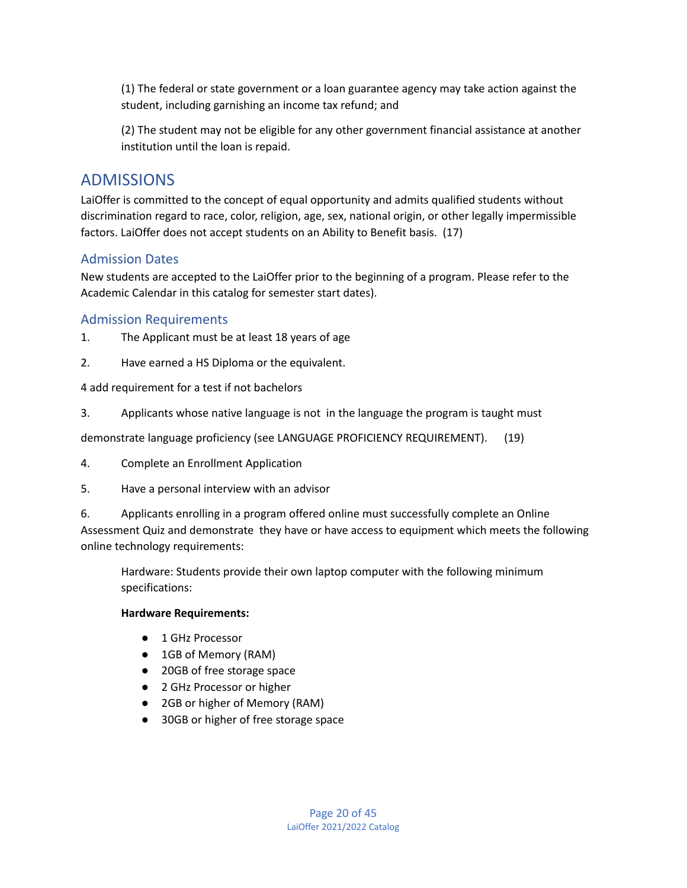(1) The federal or state government or a loan guarantee agency may take action against the student, including garnishing an income tax refund; and

(2) The student may not be eligible for any other government financial assistance at another institution until the loan is repaid.

# ADMISSIONS

LaiOffer is committed to the concept of equal opportunity and admits qualified students without discrimination regard to race, color, religion, age, sex, national origin, or other legally impermissible factors. LaiOffer does not accept students on an Ability to Benefit basis. (17)

## Admission Dates

New students are accepted to the LaiOffer prior to the beginning of a program. Please refer to the Academic Calendar in this catalog for semester start dates).

## Admission Requirements

1. The Applicant must be at least 18 years of age

2. Have earned a HS Diploma or the equivalent.

4 add requirement for a test if not bachelors

3. Applicants whose native language is not in the language the program is taught must

demonstrate language proficiency (see LANGUAGE PROFICIENCY REQUIREMENT). (19)

4. Complete an Enrollment Application

5. Have a personal interview with an advisor

6. Applicants enrolling in a program offered online must successfully complete an Online Assessment Quiz and demonstrate they have or have access to equipment which meets the following online technology requirements:

Hardware: Students provide their own laptop computer with the following minimum specifications:

**Hardware Requirements:**

- 1 GHz Processor
- 1GB of Memory (RAM)
- 20GB of free storage space
- 2 GHz Processor or higher
- 2GB or higher of Memory (RAM)
- 30GB or higher of free storage space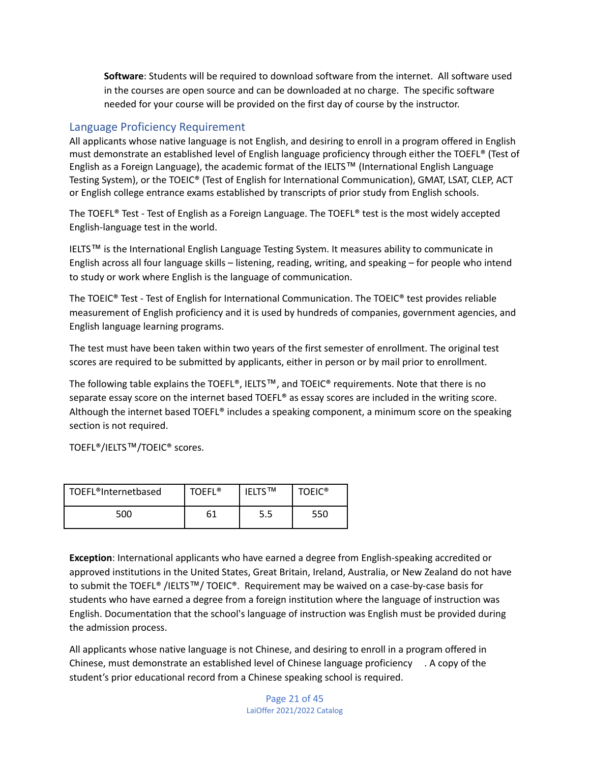**Software**: Students will be required to download software from the internet. All software used in the courses are open source and can be downloaded at no charge. The specific software needed for your course will be provided on the first day of course by the instructor.

## Language Proficiency Requirement

All applicants whose native language is not English, and desiring to enroll in a program offered in English must demonstrate an established level of English language proficiency through either the TOEFL® (Test of English as a Foreign Language), the academic format of the IELTS™ (International English Language Testing System), or the TOEIC® (Test of English for International Communication), GMAT, LSAT, CLEP, ACT or English college entrance exams established by transcripts of prior study from English schools.

The TOEFL® Test - Test of English as a Foreign Language. The TOEFL® test is the most widely accepted English-language test in the world.

IELTS™ is the International English Language Testing System. It measures ability to communicate in English across all four language skills – listening, reading, writing, and speaking – for people who intend to study or work where English is the language of communication.

The TOEIC® Test - Test of English for International Communication. The TOEIC® test provides reliable measurement of English proficiency and it is used by hundreds of companies, government agencies, and English language learning programs.

The test must have been taken within two years of the first semester of enrollment. The original test scores are required to be submitted by applicants, either in person or by mail prior to enrollment.

The following table explains the TOEFL®, IELTS™, and TOEIC® requirements. Note that there is no separate essay score on the internet based TOEFL® as essay scores are included in the writing score. Although the internet based TOEFL® includes a speaking component, a minimum score on the speaking section is not required.

TOEFL®/IELTS™/TOEIC® scores.

| TOEFL®Internetbased | TOEFL® | IELTS™ | TOEIC® |
|---|---|---|---|
| 500 | 61 | 5.5 | 550 |

**Exception**: International applicants who have earned a degree from English-speaking accredited or approved institutions in the United States, Great Britain, Ireland, Australia, or New Zealand do not have to submit the TOEFL® /IELTS™/ TOEIC®. Requirement may be waived on a case-by-case basis for students who have earned a degree from a foreign institution where the language of instruction was English. Documentation that the school's language of instruction was English must be provided during the admission process.

All applicants whose native language is not Chinese, and desiring to enroll in a program offered in Chinese, must demonstrate an established level of Chinese language proficiency . A copy of the student's prior educational record from a Chinese speaking school is required.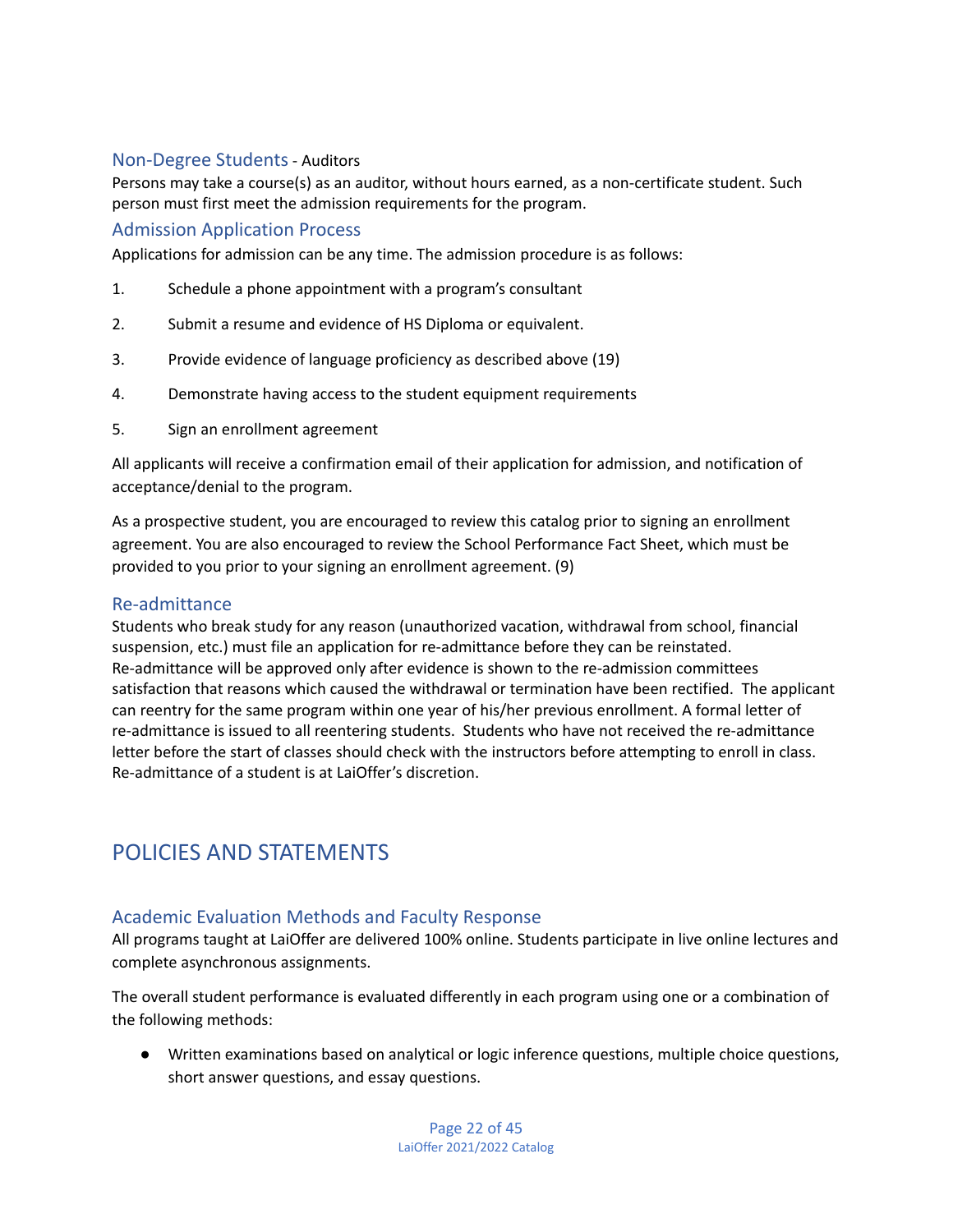### Non-Degree Students - Auditors

Persons may take a course(s) as an auditor, without hours earned, as a non-certificate student. Such person must first meet the admission requirements for the program.

### Admission Application Process

Applications for admission can be any time. The admission procedure is as follows:

1. Schedule a phone appointment with a program's consultant
2. Submit a resume and evidence of HS Diploma or equivalent.
3. Provide evidence of language proficiency as described above (19)
4. Demonstrate having access to the student equipment requirements
5. Sign an enrollment agreement

All applicants will receive a confirmation email of their application for admission, and notification of acceptance/denial to the program.

As a prospective student, you are encouraged to review this catalog prior to signing an enrollment agreement. You are also encouraged to review the School Performance Fact Sheet, which must be provided to you prior to your signing an enrollment agreement. (9)

### Re-admittance

Students who break study for any reason (unauthorized vacation, withdrawal from school, financial suspension, etc.) must file an application for re-admittance before they can be reinstated. Re-admittance will be approved only after evidence is shown to the re-admission committees satisfaction that reasons which caused the withdrawal or termination have been rectified. The applicant can reentry for the same program within one year of his/her previous enrollment. A formal letter of re-admittance is issued to all reentering students. Students who have not received the re-admittance letter before the start of classes should check with the instructors before attempting to enroll in class. Re-admittance of a student is at LaiOffer's discretion.

## POLICIES AND STATEMENTS

### Academic Evaluation Methods and Faculty Response

All programs taught at LaiOffer are delivered 100% online. Students participate in live online lectures and complete asynchronous assignments.

The overall student performance is evaluated differently in each program using one or a combination of the following methods:

- Written examinations based on analytical or logic inference questions, multiple choice questions, short answer questions, and essay questions.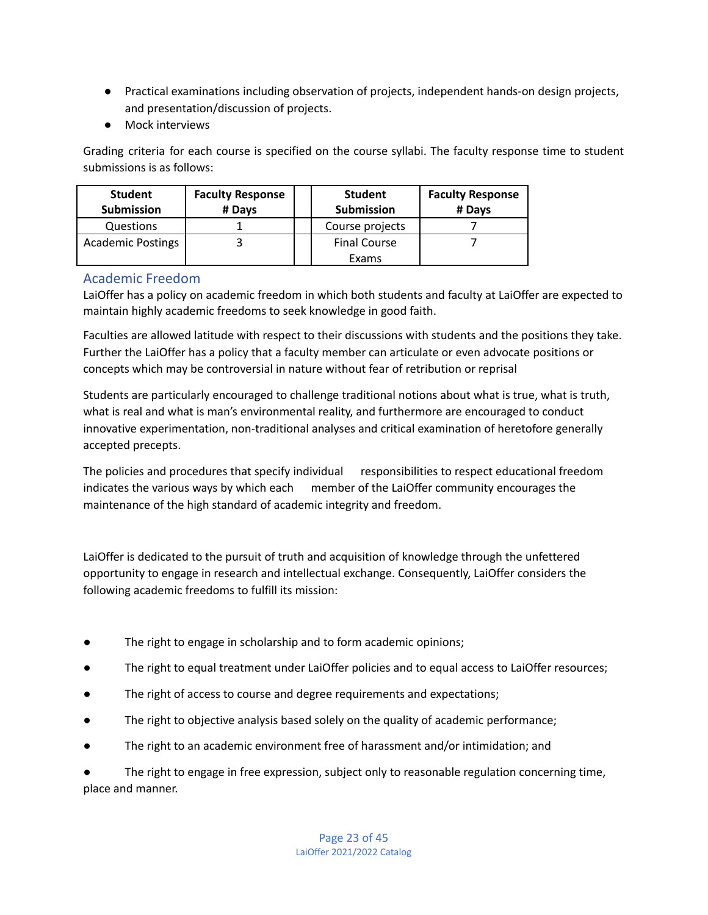- Practical examinations including observation of projects, independent hands-on design projects, and presentation/discussion of projects.
- Mock interviews

Grading criteria for each course is specified on the course syllabi. The faculty response time to student submissions is as follows:

| Student Submission | Faculty Response # Days | | Student Submission | Faculty Response # Days |
|---|---|---|---|---|
| Questions | 1 | | Course projects | 7 |
| Academic Postings | 3 | | Final Course Exams | 7 |

## Academic Freedom

LaiOffer has a policy on academic freedom in which both students and faculty at LaiOffer are expected to maintain highly academic freedoms to seek knowledge in good faith.

Faculties are allowed latitude with respect to their discussions with students and the positions they take. Further the LaiOffer has a policy that a faculty member can articulate or even advocate positions or concepts which may be controversial in nature without fear of retribution or reprisal

Students are particularly encouraged to challenge traditional notions about what is true, what is truth, what is real and what is man's environmental reality, and furthermore are encouraged to conduct innovative experimentation, non-traditional analyses and critical examination of heretofore generally accepted precepts.

The policies and procedures that specify individual responsibilities to respect educational freedom indicates the various ways by which each member of the LaiOffer community encourages the maintenance of the high standard of academic integrity and freedom.

LaiOffer is dedicated to the pursuit of truth and acquisition of knowledge through the unfettered opportunity to engage in research and intellectual exchange. Consequently, LaiOffer considers the following academic freedoms to fulfill its mission:

- The right to engage in scholarship and to form academic opinions;
- The right to equal treatment under LaiOffer policies and to equal access to LaiOffer resources;
- The right of access to course and degree requirements and expectations;
- The right to objective analysis based solely on the quality of academic performance;
- The right to an academic environment free of harassment and/or intimidation; and
- The right to engage in free expression, subject only to reasonable regulation concerning time, place and manner.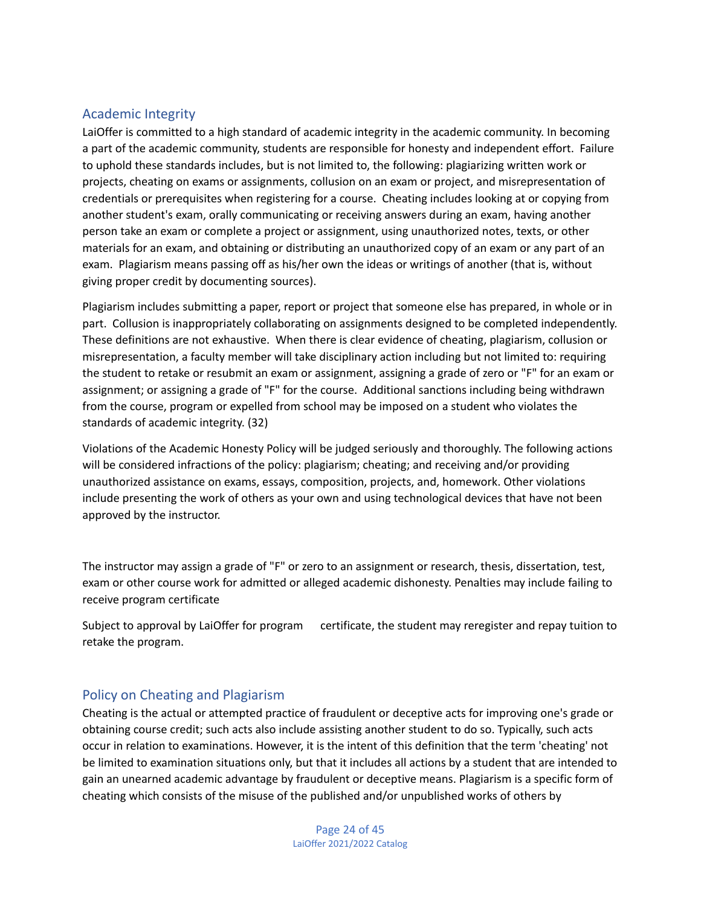## Academic Integrity

LaiOffer is committed to a high standard of academic integrity in the academic community. In becoming a part of the academic community, students are responsible for honesty and independent effort. Failure to uphold these standards includes, but is not limited to, the following: plagiarizing written work or projects, cheating on exams or assignments, collusion on an exam or project, and misrepresentation of credentials or prerequisites when registering for a course. Cheating includes looking at or copying from another student's exam, orally communicating or receiving answers during an exam, having another person take an exam or complete a project or assignment, using unauthorized notes, texts, or other materials for an exam, and obtaining or distributing an unauthorized copy of an exam or any part of an exam. Plagiarism means passing off as his/her own the ideas or writings of another (that is, without giving proper credit by documenting sources).

Plagiarism includes submitting a paper, report or project that someone else has prepared, in whole or in part. Collusion is inappropriately collaborating on assignments designed to be completed independently. These definitions are not exhaustive. When there is clear evidence of cheating, plagiarism, collusion or misrepresentation, a faculty member will take disciplinary action including but not limited to: requiring the student to retake or resubmit an exam or assignment, assigning a grade of zero or "F" for an exam or assignment; or assigning a grade of "F" for the course. Additional sanctions including being withdrawn from the course, program or expelled from school may be imposed on a student who violates the standards of academic integrity. (32)

Violations of the Academic Honesty Policy will be judged seriously and thoroughly. The following actions will be considered infractions of the policy: plagiarism; cheating; and receiving and/or providing unauthorized assistance on exams, essays, composition, projects, and, homework. Other violations include presenting the work of others as your own and using technological devices that have not been approved by the instructor.

The instructor may assign a grade of "F" or zero to an assignment or research, thesis, dissertation, test, exam or other course work for admitted or alleged academic dishonesty. Penalties may include failing to receive program certificate

Subject to approval by LaiOffer for program certificate, the student may reregister and repay tuition to retake the program.

## Policy on Cheating and Plagiarism

Cheating is the actual or attempted practice of fraudulent or deceptive acts for improving one's grade or obtaining course credit; such acts also include assisting another student to do so. Typically, such acts occur in relation to examinations. However, it is the intent of this definition that the term 'cheating' not be limited to examination situations only, but that it includes all actions by a student that are intended to gain an unearned academic advantage by fraudulent or deceptive means. Plagiarism is a specific form of cheating which consists of the misuse of the published and/or unpublished works of others by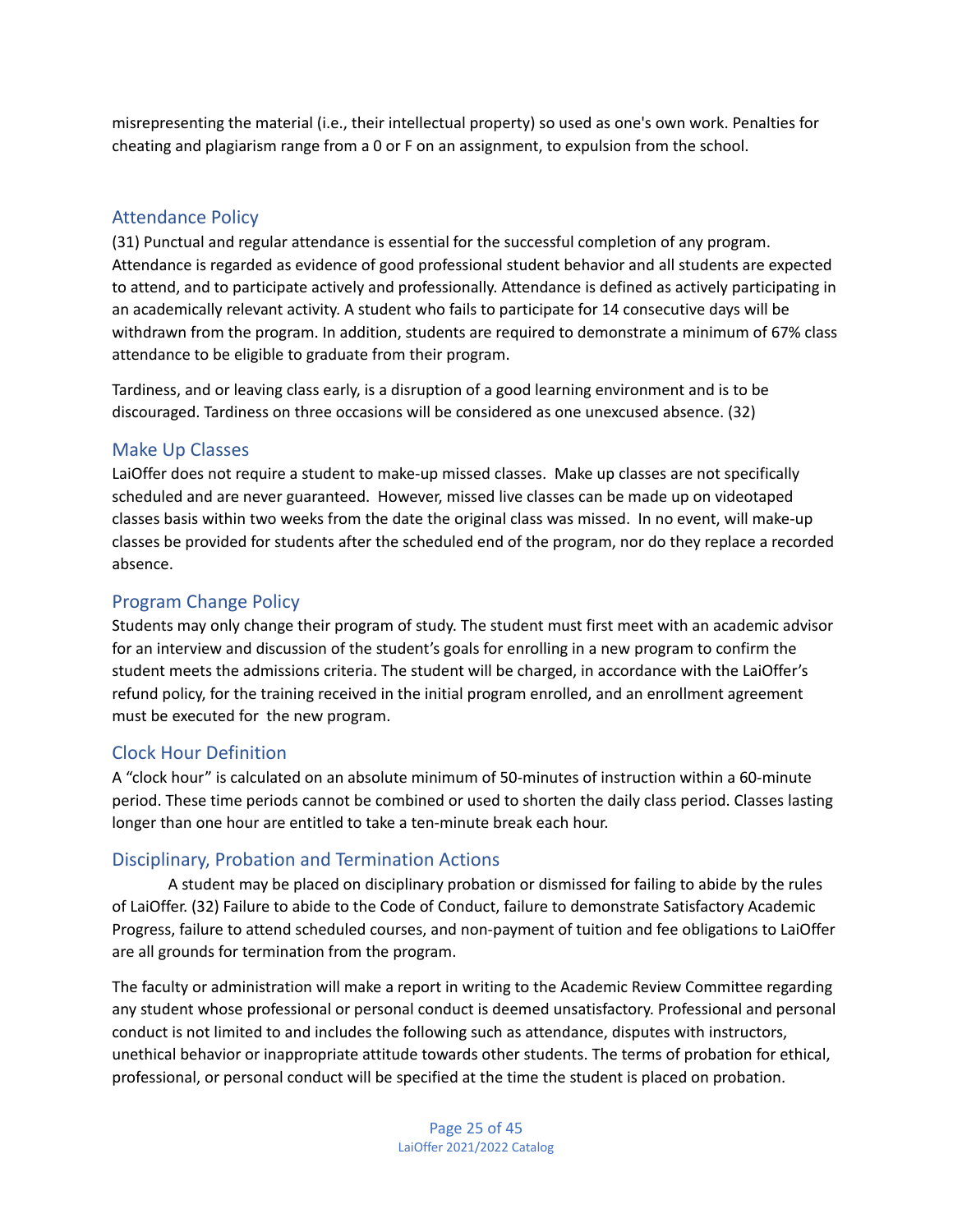misrepresenting the material (i.e., their intellectual property) so used as one's own work. Penalties for cheating and plagiarism range from a 0 or F on an assignment, to expulsion from the school.

## Attendance Policy

(31) Punctual and regular attendance is essential for the successful completion of any program. Attendance is regarded as evidence of good professional student behavior and all students are expected to attend, and to participate actively and professionally. Attendance is defined as actively participating in an academically relevant activity. A student who fails to participate for 14 consecutive days will be withdrawn from the program. In addition, students are required to demonstrate a minimum of 67% class attendance to be eligible to graduate from their program.

Tardiness, and or leaving class early, is a disruption of a good learning environment and is to be discouraged. Tardiness on three occasions will be considered as one unexcused absence. (32)

## Make Up Classes

LaiOffer does not require a student to make-up missed classes. Make up classes are not specifically scheduled and are never guaranteed. However, missed live classes can be made up on videotaped classes basis within two weeks from the date the original class was missed. In no event, will make-up classes be provided for students after the scheduled end of the program, nor do they replace a recorded absence.

## Program Change Policy

Students may only change their program of study. The student must first meet with an academic advisor for an interview and discussion of the student's goals for enrolling in a new program to confirm the student meets the admissions criteria. The student will be charged, in accordance with the LaiOffer's refund policy, for the training received in the initial program enrolled, and an enrollment agreement must be executed for the new program.

## Clock Hour Definition

A "clock hour" is calculated on an absolute minimum of 50-minutes of instruction within a 60-minute period. These time periods cannot be combined or used to shorten the daily class period. Classes lasting longer than one hour are entitled to take a ten-minute break each hour.

## Disciplinary, Probation and Termination Actions

A student may be placed on disciplinary probation or dismissed for failing to abide by the rules of LaiOffer. (32) Failure to abide to the Code of Conduct, failure to demonstrate Satisfactory Academic Progress, failure to attend scheduled courses, and non-payment of tuition and fee obligations to LaiOffer are all grounds for termination from the program.

The faculty or administration will make a report in writing to the Academic Review Committee regarding any student whose professional or personal conduct is deemed unsatisfactory. Professional and personal conduct is not limited to and includes the following such as attendance, disputes with instructors, unethical behavior or inappropriate attitude towards other students. The terms of probation for ethical, professional, or personal conduct will be specified at the time the student is placed on probation.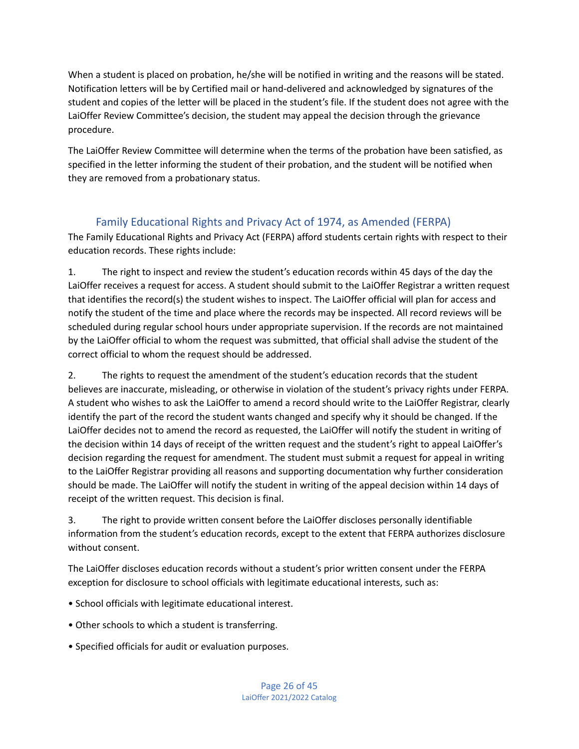When a student is placed on probation, he/she will be notified in writing and the reasons will be stated. Notification letters will be by Certified mail or hand-delivered and acknowledged by signatures of the student and copies of the letter will be placed in the student's file. If the student does not agree with the LaiOffer Review Committee's decision, the student may appeal the decision through the grievance procedure.

The LaiOffer Review Committee will determine when the terms of the probation have been satisfied, as specified in the letter informing the student of their probation, and the student will be notified when they are removed from a probationary status.

## Family Educational Rights and Privacy Act of 1974, as Amended (FERPA)

The Family Educational Rights and Privacy Act (FERPA) afford students certain rights with respect to their education records. These rights include:

1. The right to inspect and review the student's education records within 45 days of the day the LaiOffer receives a request for access. A student should submit to the LaiOffer Registrar a written request that identifies the record(s) the student wishes to inspect. The LaiOffer official will plan for access and notify the student of the time and place where the records may be inspected. All record reviews will be scheduled during regular school hours under appropriate supervision. If the records are not maintained by the LaiOffer official to whom the request was submitted, that official shall advise the student of the correct official to whom the request should be addressed.

2. The rights to request the amendment of the student's education records that the student believes are inaccurate, misleading, or otherwise in violation of the student's privacy rights under FERPA. A student who wishes to ask the LaiOffer to amend a record should write to the LaiOffer Registrar, clearly identify the part of the record the student wants changed and specify why it should be changed. If the LaiOffer decides not to amend the record as requested, the LaiOffer will notify the student in writing of the decision within 14 days of receipt of the written request and the student's right to appeal LaiOffer's decision regarding the request for amendment. The student must submit a request for appeal in writing to the LaiOffer Registrar providing all reasons and supporting documentation why further consideration should be made. The LaiOffer will notify the student in writing of the appeal decision within 14 days of receipt of the written request. This decision is final.

3. The right to provide written consent before the LaiOffer discloses personally identifiable information from the student's education records, except to the extent that FERPA authorizes disclosure without consent.

The LaiOffer discloses education records without a student's prior written consent under the FERPA exception for disclosure to school officials with legitimate educational interests, such as:

- School officials with legitimate educational interest.
- Other schools to which a student is transferring.
- Specified officials for audit or evaluation purposes.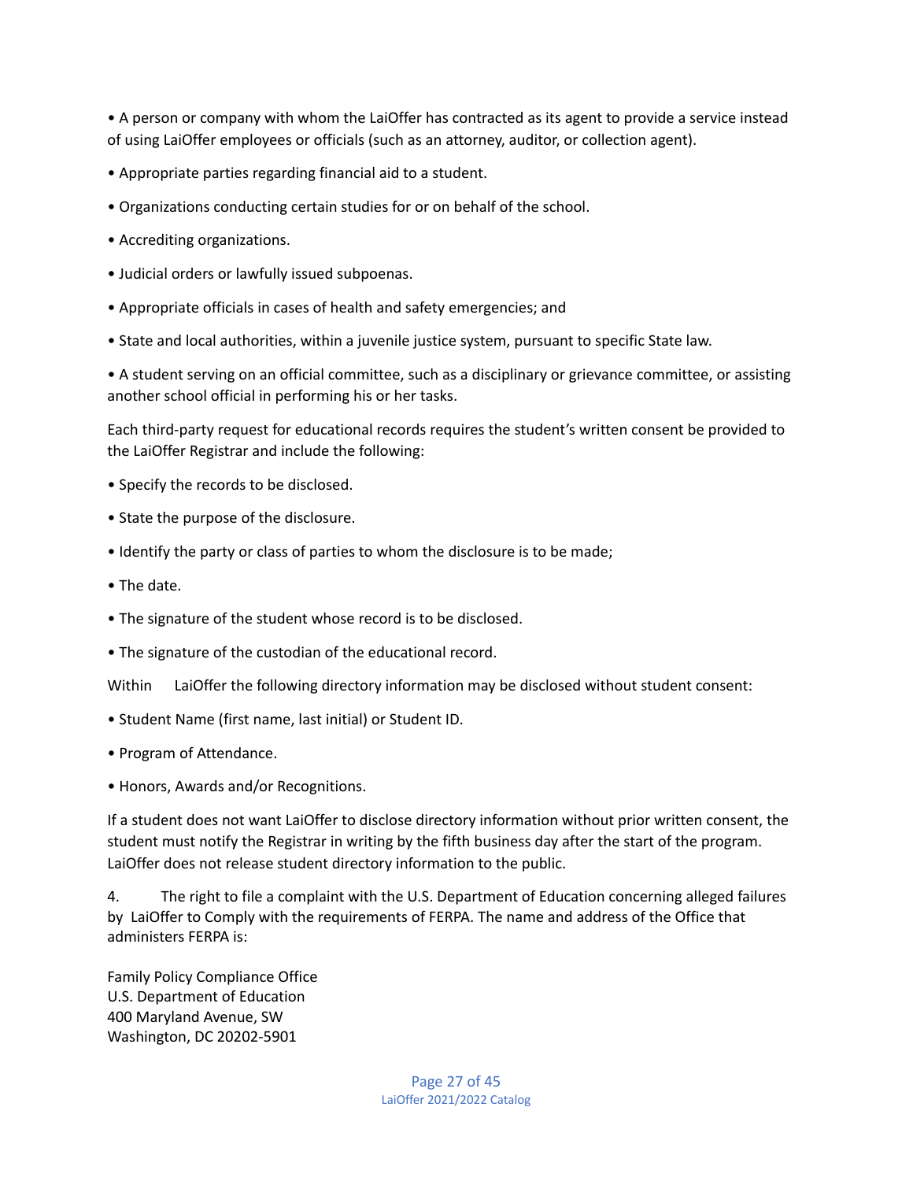- A person or company with whom the LaiOffer has contracted as its agent to provide a service instead of using LaiOffer employees or officials (such as an attorney, auditor, or collection agent).
- Appropriate parties regarding financial aid to a student.
- Organizations conducting certain studies for or on behalf of the school.
- Accrediting organizations.
- Judicial orders or lawfully issued subpoenas.
- Appropriate officials in cases of health and safety emergencies; and
- State and local authorities, within a juvenile justice system, pursuant to specific State law.
- A student serving on an official committee, such as a disciplinary or grievance committee, or assisting another school official in performing his or her tasks.

Each third-party request for educational records requires the student's written consent be provided to the LaiOffer Registrar and include the following:

- Specify the records to be disclosed.
- State the purpose of the disclosure.
- Identify the party or class of parties to whom the disclosure is to be made;
- The date.
- The signature of the student whose record is to be disclosed.
- The signature of the custodian of the educational record.

Within LaiOffer the following directory information may be disclosed without student consent:

- Student Name (first name, last initial) or Student ID.
- Program of Attendance.
- Honors, Awards and/or Recognitions.

If a student does not want LaiOffer to disclose directory information without prior written consent, the student must notify the Registrar in writing by the fifth business day after the start of the program. LaiOffer does not release student directory information to the public.

4. The right to file a complaint with the U.S. Department of Education concerning alleged failures by LaiOffer to Comply with the requirements of FERPA. The name and address of the Office that administers FERPA is:

Family Policy Compliance Office
U.S. Department of Education
400 Maryland Avenue, SW
Washington, DC 20202-5901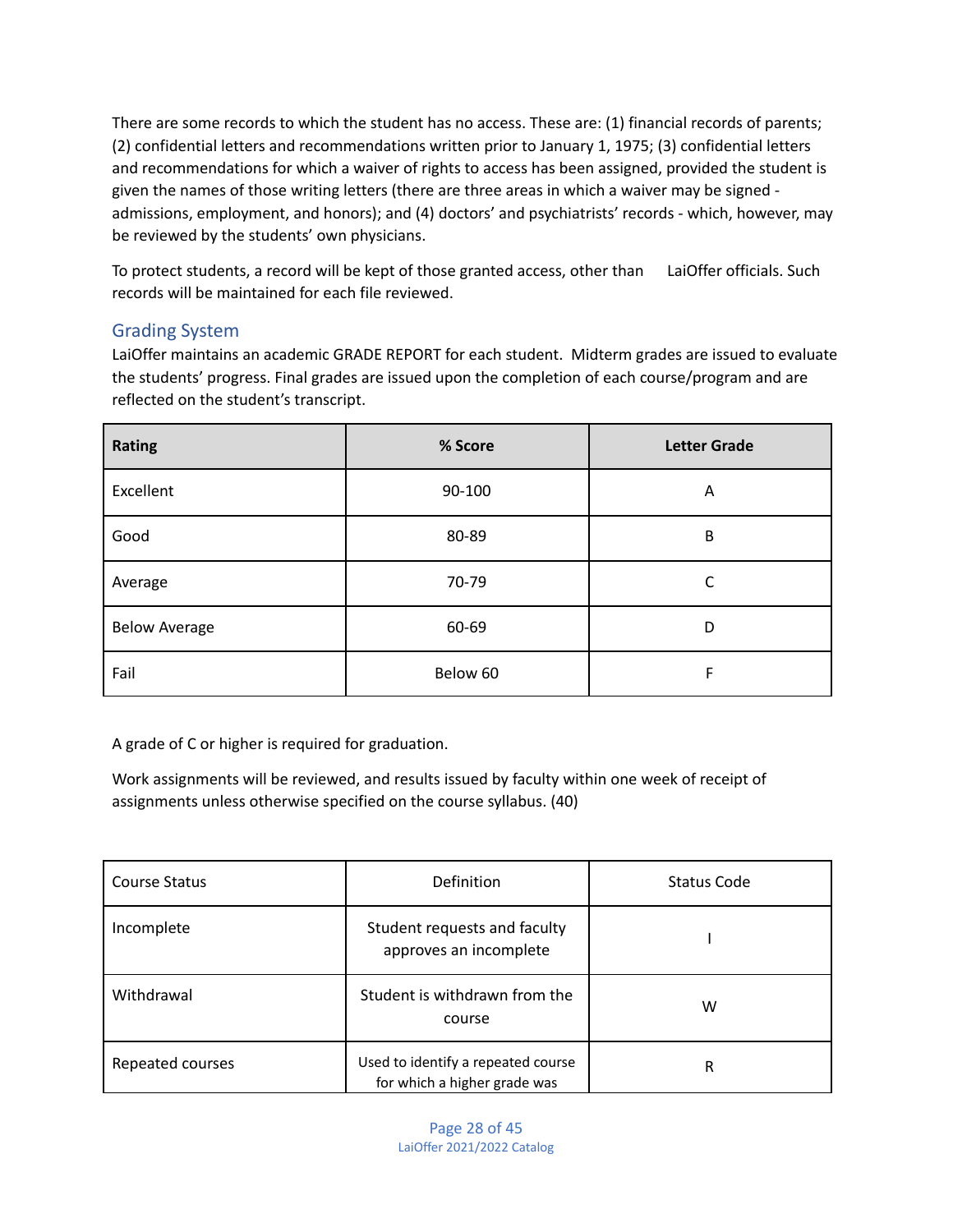There are some records to which the student has no access. These are: (1) financial records of parents; (2) confidential letters and recommendations written prior to January 1, 1975; (3) confidential letters and recommendations for which a waiver of rights to access has been assigned, provided the student is given the names of those writing letters (there are three areas in which a waiver may be signed - admissions, employment, and honors); and (4) doctors' and psychiatrists' records - which, however, may be reviewed by the students' own physicians.

To protect students, a record will be kept of those granted access, other than LaiOffer officials. Such records will be maintained for each file reviewed.

## Grading System

LaiOffer maintains an academic GRADE REPORT for each student. Midterm grades are issued to evaluate the students' progress. Final grades are issued upon the completion of each course/program and are reflected on the student's transcript.

| Rating | % Score | Letter Grade |
|---|---|---|
| Excellent | 90-100 | A |
| Good | 80-89 | B |
| Average | 70-79 | C |
| Below Average | 60-69 | D |
| Fail | Below 60 | F |

A grade of C or higher is required for graduation.

Work assignments will be reviewed, and results issued by faculty within one week of receipt of assignments unless otherwise specified on the course syllabus. (40)

| Course Status | Definition | Status Code |
|---|---|---|
| Incomplete | Student requests and faculty approves an incomplete | I |
| Withdrawal | Student is withdrawn from the course | W |
| Repeated courses | Used to identify a repeated course for which a higher grade was | R |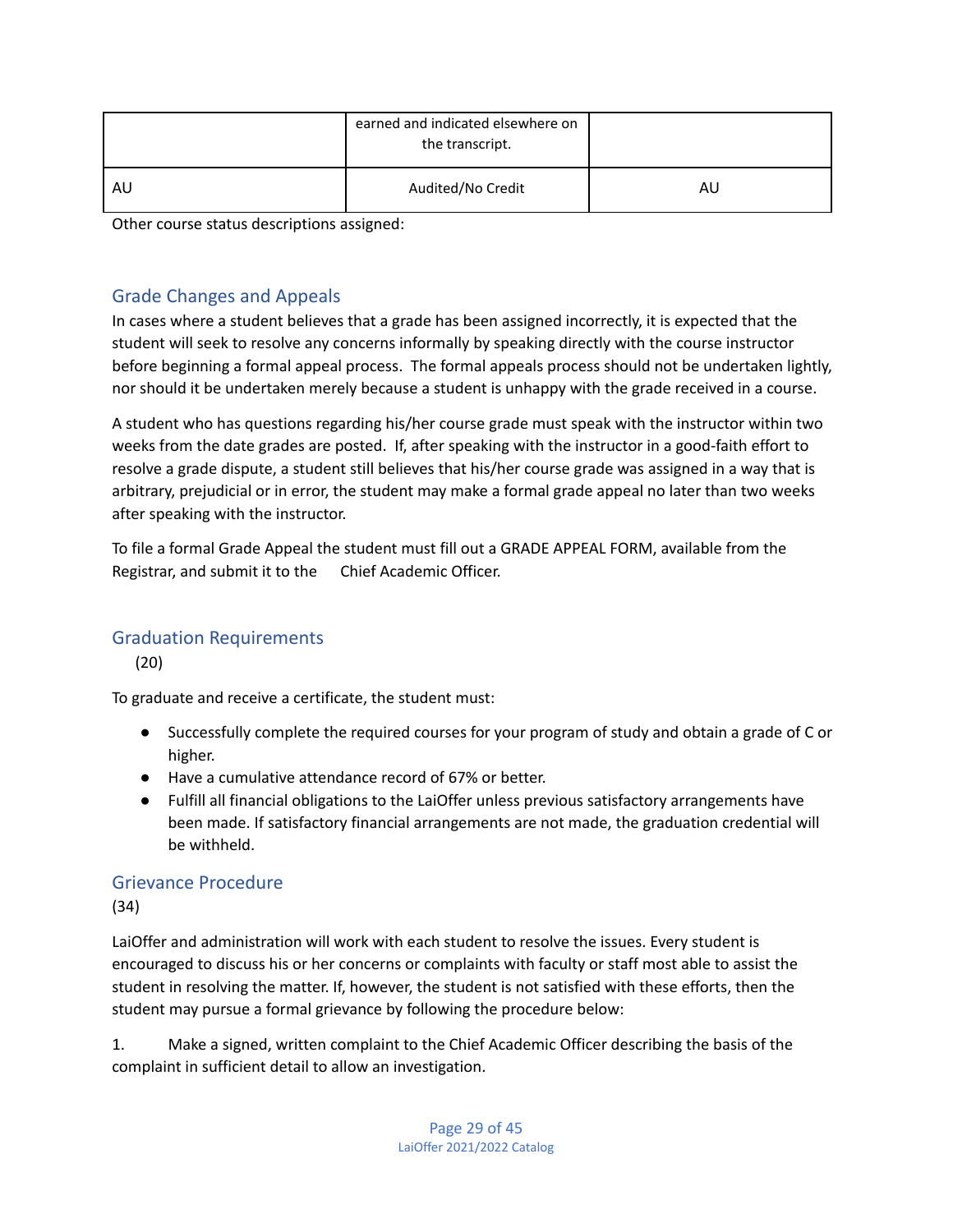| | earned and indicated elsewhere on the transcript. | |
|---|---|---|
| AU | Audited/No Credit | AU |

Other course status descriptions assigned:

## Grade Changes and Appeals

In cases where a student believes that a grade has been assigned incorrectly, it is expected that the student will seek to resolve any concerns informally by speaking directly with the course instructor before beginning a formal appeal process. The formal appeals process should not be undertaken lightly, nor should it be undertaken merely because a student is unhappy with the grade received in a course.

A student who has questions regarding his/her course grade must speak with the instructor within two weeks from the date grades are posted. If, after speaking with the instructor in a good-faith effort to resolve a grade dispute, a student still believes that his/her course grade was assigned in a way that is arbitrary, prejudicial or in error, the student may make a formal grade appeal no later than two weeks after speaking with the instructor.

To file a formal Grade Appeal the student must fill out a GRADE APPEAL FORM, available from the Registrar, and submit it to the Chief Academic Officer.

## Graduation Requirements

(20)

To graduate and receive a certificate, the student must:

- Successfully complete the required courses for your program of study and obtain a grade of C or higher.
- Have a cumulative attendance record of 67% or better.
- Fulfill all financial obligations to the LaiOffer unless previous satisfactory arrangements have been made. If satisfactory financial arrangements are not made, the graduation credential will be withheld.

## Grievance Procedure

(34)

LaiOffer and administration will work with each student to resolve the issues. Every student is encouraged to discuss his or her concerns or complaints with faculty or staff most able to assist the student in resolving the matter. If, however, the student is not satisfied with these efforts, then the student may pursue a formal grievance by following the procedure below:

1. Make a signed, written complaint to the Chief Academic Officer describing the basis of the complaint in sufficient detail to allow an investigation.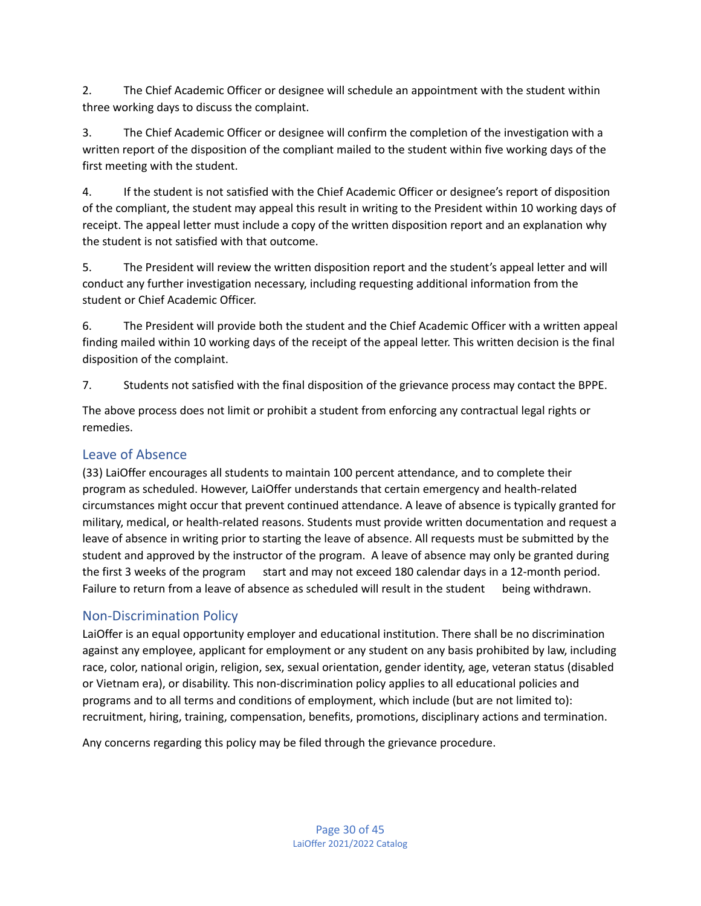2. The Chief Academic Officer or designee will schedule an appointment with the student within three working days to discuss the complaint.

3. The Chief Academic Officer or designee will confirm the completion of the investigation with a written report of the disposition of the compliant mailed to the student within five working days of the first meeting with the student.

4. If the student is not satisfied with the Chief Academic Officer or designee's report of disposition of the compliant, the student may appeal this result in writing to the President within 10 working days of receipt. The appeal letter must include a copy of the written disposition report and an explanation why the student is not satisfied with that outcome.

5. The President will review the written disposition report and the student's appeal letter and will conduct any further investigation necessary, including requesting additional information from the student or Chief Academic Officer.

6. The President will provide both the student and the Chief Academic Officer with a written appeal finding mailed within 10 working days of the receipt of the appeal letter. This written decision is the final disposition of the complaint.

7. Students not satisfied with the final disposition of the grievance process may contact the BPPE.

The above process does not limit or prohibit a student from enforcing any contractual legal rights or remedies.

## Leave of Absence

(33) LaiOffer encourages all students to maintain 100 percent attendance, and to complete their program as scheduled. However, LaiOffer understands that certain emergency and health-related circumstances might occur that prevent continued attendance. A leave of absence is typically granted for military, medical, or health-related reasons. Students must provide written documentation and request a leave of absence in writing prior to starting the leave of absence. All requests must be submitted by the student and approved by the instructor of the program. A leave of absence may only be granted during the first 3 weeks of the program start and may not exceed 180 calendar days in a 12-month period. Failure to return from a leave of absence as scheduled will result in the student being withdrawn.

## Non-Discrimination Policy

LaiOffer is an equal opportunity employer and educational institution. There shall be no discrimination against any employee, applicant for employment or any student on any basis prohibited by law, including race, color, national origin, religion, sex, sexual orientation, gender identity, age, veteran status (disabled or Vietnam era), or disability. This non-discrimination policy applies to all educational policies and programs and to all terms and conditions of employment, which include (but are not limited to): recruitment, hiring, training, compensation, benefits, promotions, disciplinary actions and termination.

Any concerns regarding this policy may be filed through the grievance procedure.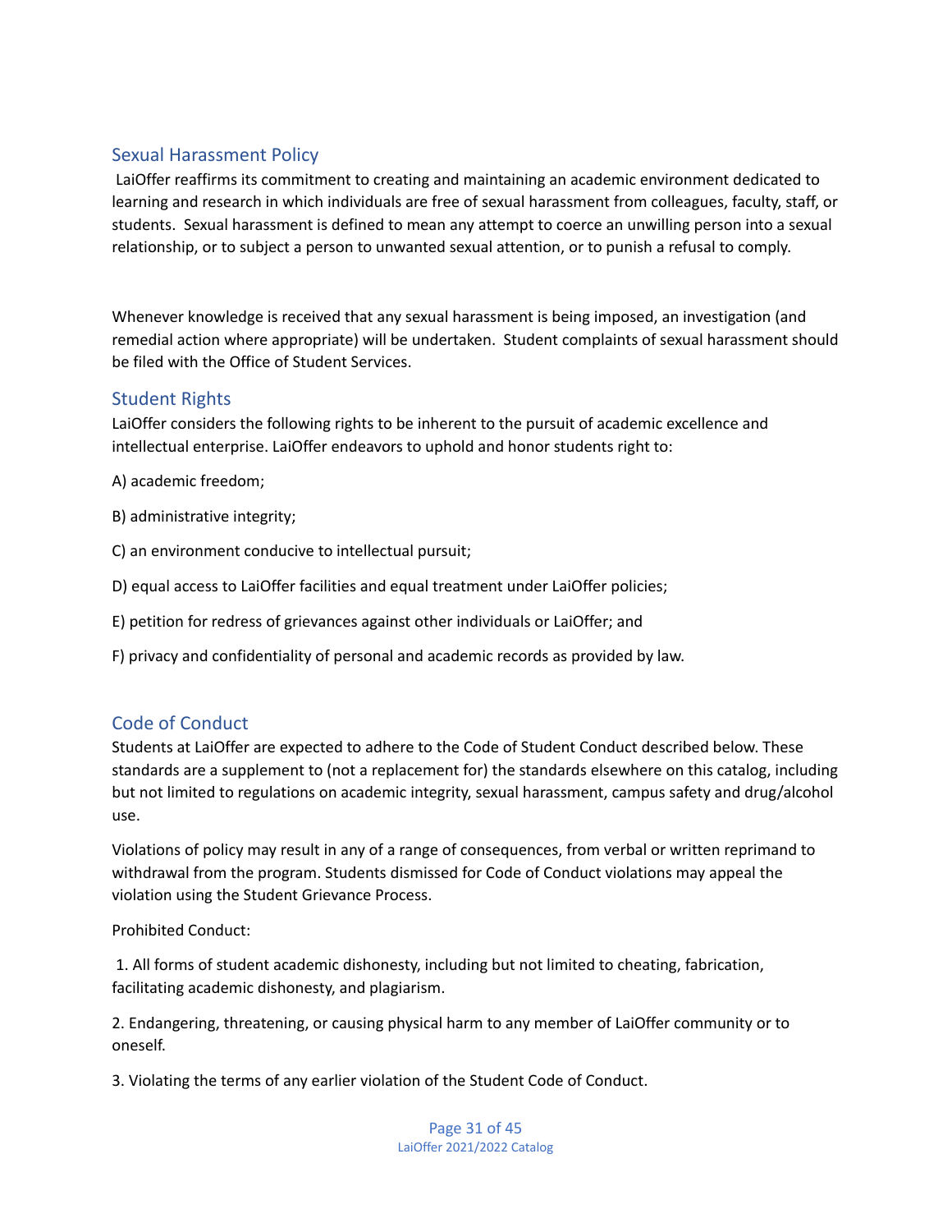## Sexual Harassment Policy

LaiOffer reaffirms its commitment to creating and maintaining an academic environment dedicated to learning and research in which individuals are free of sexual harassment from colleagues, faculty, staff, or students. Sexual harassment is defined to mean any attempt to coerce an unwilling person into a sexual relationship, or to subject a person to unwanted sexual attention, or to punish a refusal to comply.

Whenever knowledge is received that any sexual harassment is being imposed, an investigation (and remedial action where appropriate) will be undertaken. Student complaints of sexual harassment should be filed with the Office of Student Services.

## Student Rights

LaiOffer considers the following rights to be inherent to the pursuit of academic excellence and intellectual enterprise. LaiOffer endeavors to uphold and honor students right to:

A) academic freedom;

B) administrative integrity;

C) an environment conducive to intellectual pursuit;

D) equal access to LaiOffer facilities and equal treatment under LaiOffer policies;

E) petition for redress of grievances against other individuals or LaiOffer; and

F) privacy and confidentiality of personal and academic records as provided by law.

## Code of Conduct

Students at LaiOffer are expected to adhere to the Code of Student Conduct described below. These standards are a supplement to (not a replacement for) the standards elsewhere on this catalog, including but not limited to regulations on academic integrity, sexual harassment, campus safety and drug/alcohol use.

Violations of policy may result in any of a range of consequences, from verbal or written reprimand to withdrawal from the program. Students dismissed for Code of Conduct violations may appeal the violation using the Student Grievance Process.

Prohibited Conduct:

1. All forms of student academic dishonesty, including but not limited to cheating, fabrication, facilitating academic dishonesty, and plagiarism.

2. Endangering, threatening, or causing physical harm to any member of LaiOffer community or to oneself.

3. Violating the terms of any earlier violation of the Student Code of Conduct.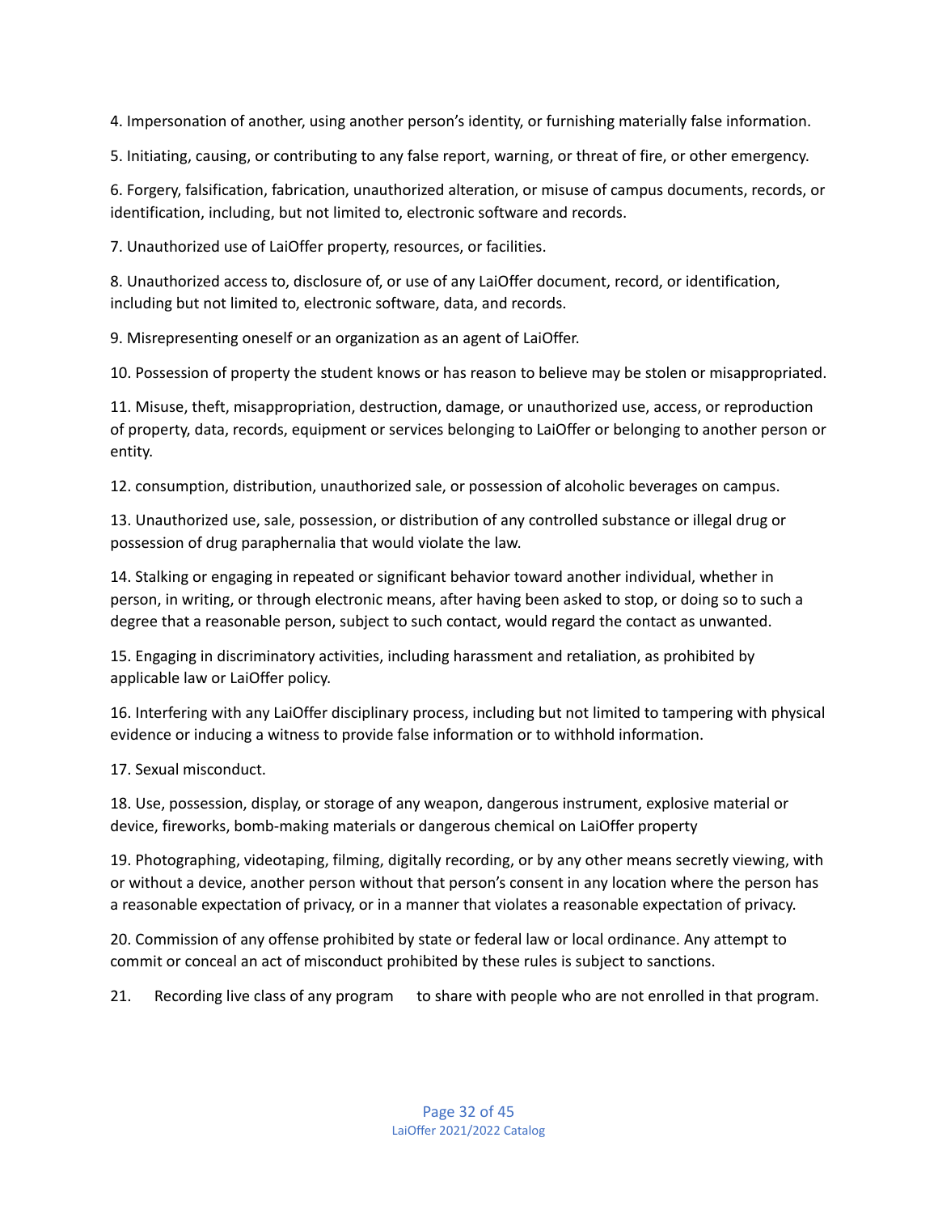4. Impersonation of another, using another person's identity, or furnishing materially false information.

5. Initiating, causing, or contributing to any false report, warning, or threat of fire, or other emergency.

6. Forgery, falsification, fabrication, unauthorized alteration, or misuse of campus documents, records, or identification, including, but not limited to, electronic software and records.

7. Unauthorized use of LaiOffer property, resources, or facilities.

8. Unauthorized access to, disclosure of, or use of any LaiOffer document, record, or identification, including but not limited to, electronic software, data, and records.

9. Misrepresenting oneself or an organization as an agent of LaiOffer.

10. Possession of property the student knows or has reason to believe may be stolen or misappropriated.

11. Misuse, theft, misappropriation, destruction, damage, or unauthorized use, access, or reproduction of property, data, records, equipment or services belonging to LaiOffer or belonging to another person or entity.

12. consumption, distribution, unauthorized sale, or possession of alcoholic beverages on campus.

13. Unauthorized use, sale, possession, or distribution of any controlled substance or illegal drug or possession of drug paraphernalia that would violate the law.

14. Stalking or engaging in repeated or significant behavior toward another individual, whether in person, in writing, or through electronic means, after having been asked to stop, or doing so to such a degree that a reasonable person, subject to such contact, would regard the contact as unwanted.

15. Engaging in discriminatory activities, including harassment and retaliation, as prohibited by applicable law or LaiOffer policy.

16. Interfering with any LaiOffer disciplinary process, including but not limited to tampering with physical evidence or inducing a witness to provide false information or to withhold information.

17. Sexual misconduct.

18. Use, possession, display, or storage of any weapon, dangerous instrument, explosive material or device, fireworks, bomb-making materials or dangerous chemical on LaiOffer property

19. Photographing, videotaping, filming, digitally recording, or by any other means secretly viewing, with or without a device, another person without that person's consent in any location where the person has a reasonable expectation of privacy, or in a manner that violates a reasonable expectation of privacy.

20. Commission of any offense prohibited by state or federal law or local ordinance. Any attempt to commit or conceal an act of misconduct prohibited by these rules is subject to sanctions.

21. Recording live class of any program to share with people who are not enrolled in that program.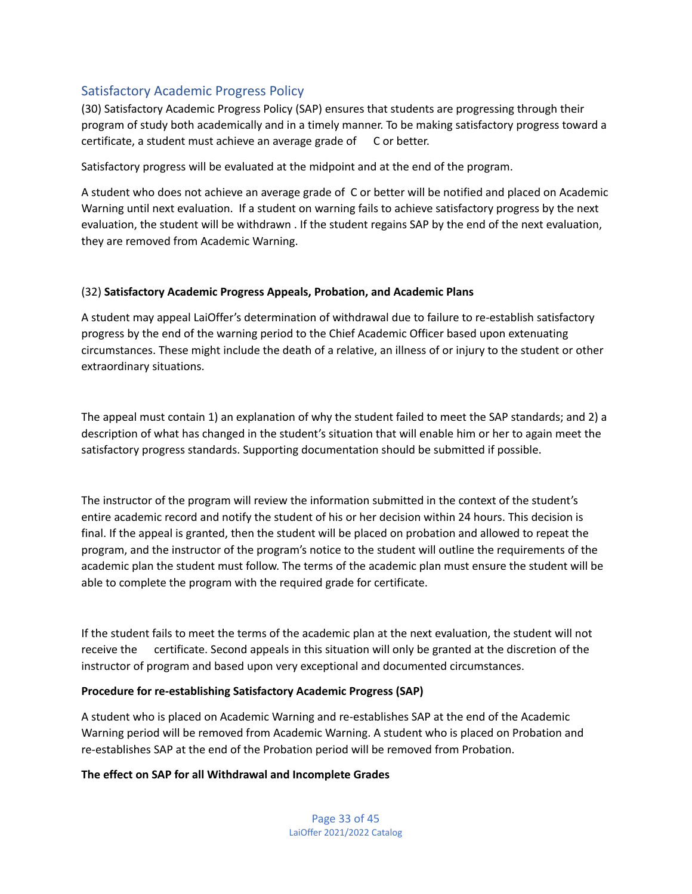## Satisfactory Academic Progress Policy

(30) Satisfactory Academic Progress Policy (SAP) ensures that students are progressing through their program of study both academically and in a timely manner. To be making satisfactory progress toward a certificate, a student must achieve an average grade of C or better.

Satisfactory progress will be evaluated at the midpoint and at the end of the program.

A student who does not achieve an average grade of C or better will be notified and placed on Academic Warning until next evaluation. If a student on warning fails to achieve satisfactory progress by the next evaluation, the student will be withdrawn . If the student regains SAP by the end of the next evaluation, they are removed from Academic Warning.

(32) **Satisfactory Academic Progress Appeals, Probation, and Academic Plans**

A student may appeal LaiOffer's determination of withdrawal due to failure to re-establish satisfactory progress by the end of the warning period to the Chief Academic Officer based upon extenuating circumstances. These might include the death of a relative, an illness of or injury to the student or other extraordinary situations.

The appeal must contain 1) an explanation of why the student failed to meet the SAP standards; and 2) a description of what has changed in the student's situation that will enable him or her to again meet the satisfactory progress standards. Supporting documentation should be submitted if possible.

The instructor of the program will review the information submitted in the context of the student's entire academic record and notify the student of his or her decision within 24 hours. This decision is final. If the appeal is granted, then the student will be placed on probation and allowed to repeat the program, and the instructor of the program's notice to the student will outline the requirements of the academic plan the student must follow. The terms of the academic plan must ensure the student will be able to complete the program with the required grade for certificate.

If the student fails to meet the terms of the academic plan at the next evaluation, the student will not receive the certificate. Second appeals in this situation will only be granted at the discretion of the instructor of program and based upon very exceptional and documented circumstances.

**Procedure for re-establishing Satisfactory Academic Progress (SAP)**

A student who is placed on Academic Warning and re-establishes SAP at the end of the Academic Warning period will be removed from Academic Warning. A student who is placed on Probation and re-establishes SAP at the end of the Probation period will be removed from Probation.

**The effect on SAP for all Withdrawal and Incomplete Grades**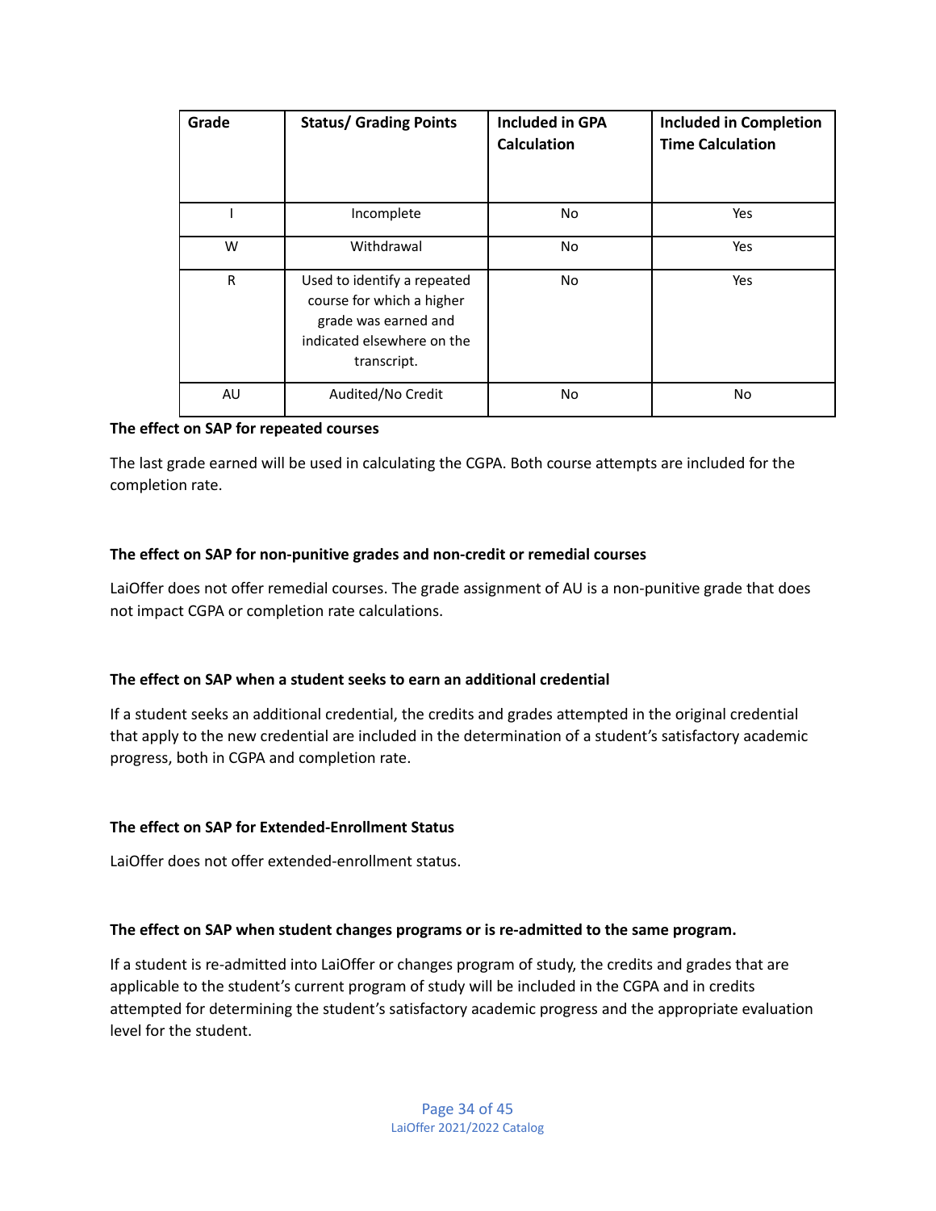| Grade | Status/ Grading Points | Included in GPA Calculation | Included in Completion Time Calculation |
|---|---|---|---|
| I | Incomplete | No | Yes |
| W | Withdrawal | No | Yes |
| R | Used to identify a repeated course for which a higher grade was earned and indicated elsewhere on the transcript. | No | Yes |
| AU | Audited/No Credit | No | No |

**The effect on SAP for repeated courses**

The last grade earned will be used in calculating the CGPA. Both course attempts are included for the completion rate.

**The effect on SAP for non-punitive grades and non-credit or remedial courses**

LaiOffer does not offer remedial courses. The grade assignment of AU is a non-punitive grade that does not impact CGPA or completion rate calculations.

**The effect on SAP when a student seeks to earn an additional credential**

If a student seeks an additional credential, the credits and grades attempted in the original credential that apply to the new credential are included in the determination of a student's satisfactory academic progress, both in CGPA and completion rate.

**The effect on SAP for Extended-Enrollment Status**

LaiOffer does not offer extended-enrollment status.

**The effect on SAP when student changes programs or is re-admitted to the same program.**

If a student is re-admitted into LaiOffer or changes program of study, the credits and grades that are applicable to the student's current program of study will be included in the CGPA and in credits attempted for determining the student's satisfactory academic progress and the appropriate evaluation level for the student.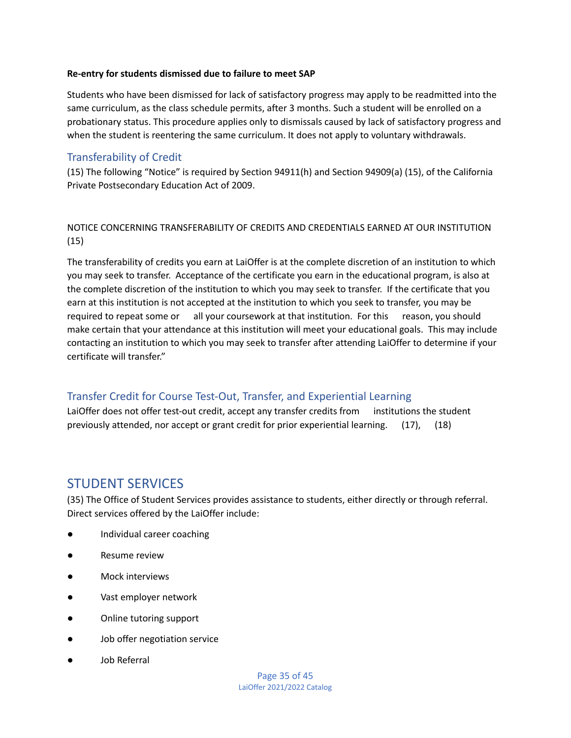**Re-entry for students dismissed due to failure to meet SAP**

Students who have been dismissed for lack of satisfactory progress may apply to be readmitted into the same curriculum, as the class schedule permits, after 3 months. Such a student will be enrolled on a probationary status. This procedure applies only to dismissals caused by lack of satisfactory progress and when the student is reentering the same curriculum. It does not apply to voluntary withdrawals.

## Transferability of Credit

(15) The following "Notice" is required by Section 94911(h) and Section 94909(a) (15), of the California Private Postsecondary Education Act of 2009.

NOTICE CONCERNING TRANSFERABILITY OF CREDITS AND CREDENTIALS EARNED AT OUR INSTITUTION (15)

The transferability of credits you earn at LaiOffer is at the complete discretion of an institution to which you may seek to transfer. Acceptance of the certificate you earn in the educational program, is also at the complete discretion of the institution to which you may seek to transfer. If the certificate that you earn at this institution is not accepted at the institution to which you seek to transfer, you may be required to repeat some or all your coursework at that institution. For this reason, you should make certain that your attendance at this institution will meet your educational goals. This may include contacting an institution to which you may seek to transfer after attending LaiOffer to determine if your certificate will transfer."

## Transfer Credit for Course Test-Out, Transfer, and Experiential Learning

LaiOffer does not offer test-out credit, accept any transfer credits from institutions the student previously attended, nor accept or grant credit for prior experiential learning. (17), (18)

# STUDENT SERVICES

(35) The Office of Student Services provides assistance to students, either directly or through referral. Direct services offered by the LaiOffer include:

- Individual career coaching
- Resume review
- Mock interviews
- Vast employer network
- Online tutoring support
- Job offer negotiation service
- Job Referral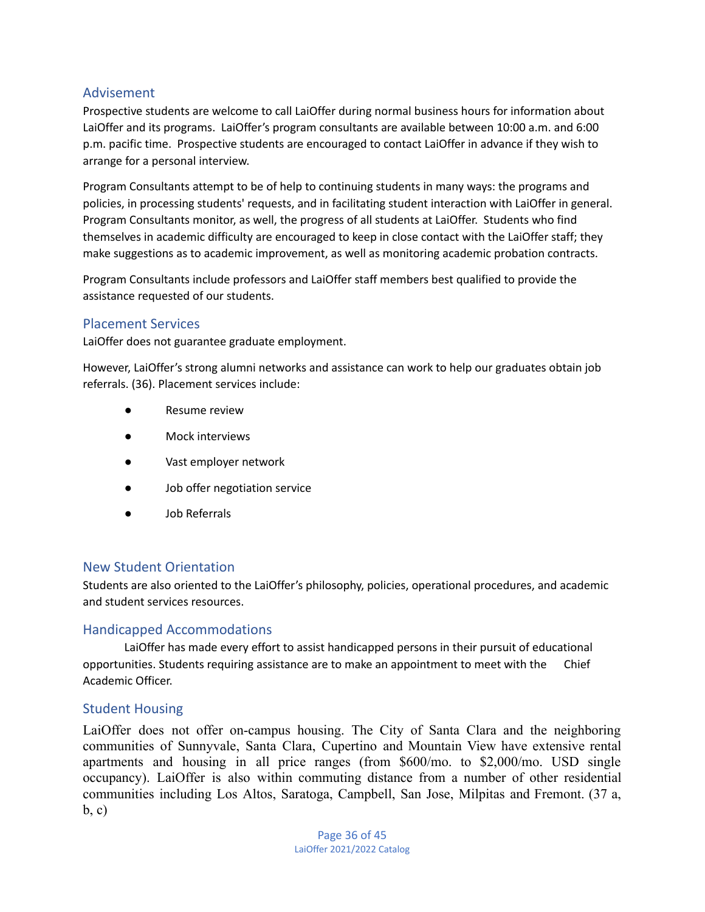## Advisement

Prospective students are welcome to call LaiOffer during normal business hours for information about LaiOffer and its programs. LaiOffer's program consultants are available between 10:00 a.m. and 6:00 p.m. pacific time. Prospective students are encouraged to contact LaiOffer in advance if they wish to arrange for a personal interview.

Program Consultants attempt to be of help to continuing students in many ways: the programs and policies, in processing students' requests, and in facilitating student interaction with LaiOffer in general. Program Consultants monitor, as well, the progress of all students at LaiOffer. Students who find themselves in academic difficulty are encouraged to keep in close contact with the LaiOffer staff; they make suggestions as to academic improvement, as well as monitoring academic probation contracts.

Program Consultants include professors and LaiOffer staff members best qualified to provide the assistance requested of our students.

## Placement Services

LaiOffer does not guarantee graduate employment.

However, LaiOffer's strong alumni networks and assistance can work to help our graduates obtain job referrals. (36). Placement services include:

- Resume review
- Mock interviews
- Vast employer network
- Job offer negotiation service
- Job Referrals

## New Student Orientation

Students are also oriented to the LaiOffer's philosophy, policies, operational procedures, and academic and student services resources.

## Handicapped Accommodations

LaiOffer has made every effort to assist handicapped persons in their pursuit of educational opportunities. Students requiring assistance are to make an appointment to meet with the Chief Academic Officer.

## Student Housing

LaiOffer does not offer on-campus housing. The City of Santa Clara and the neighboring communities of Sunnyvale, Santa Clara, Cupertino and Mountain View have extensive rental apartments and housing in all price ranges (from $600/mo. to $2,000/mo. USD single occupancy). LaiOffer is also within commuting distance from a number of other residential communities including Los Altos, Saratoga, Campbell, San Jose, Milpitas and Fremont. (37 a, b, c)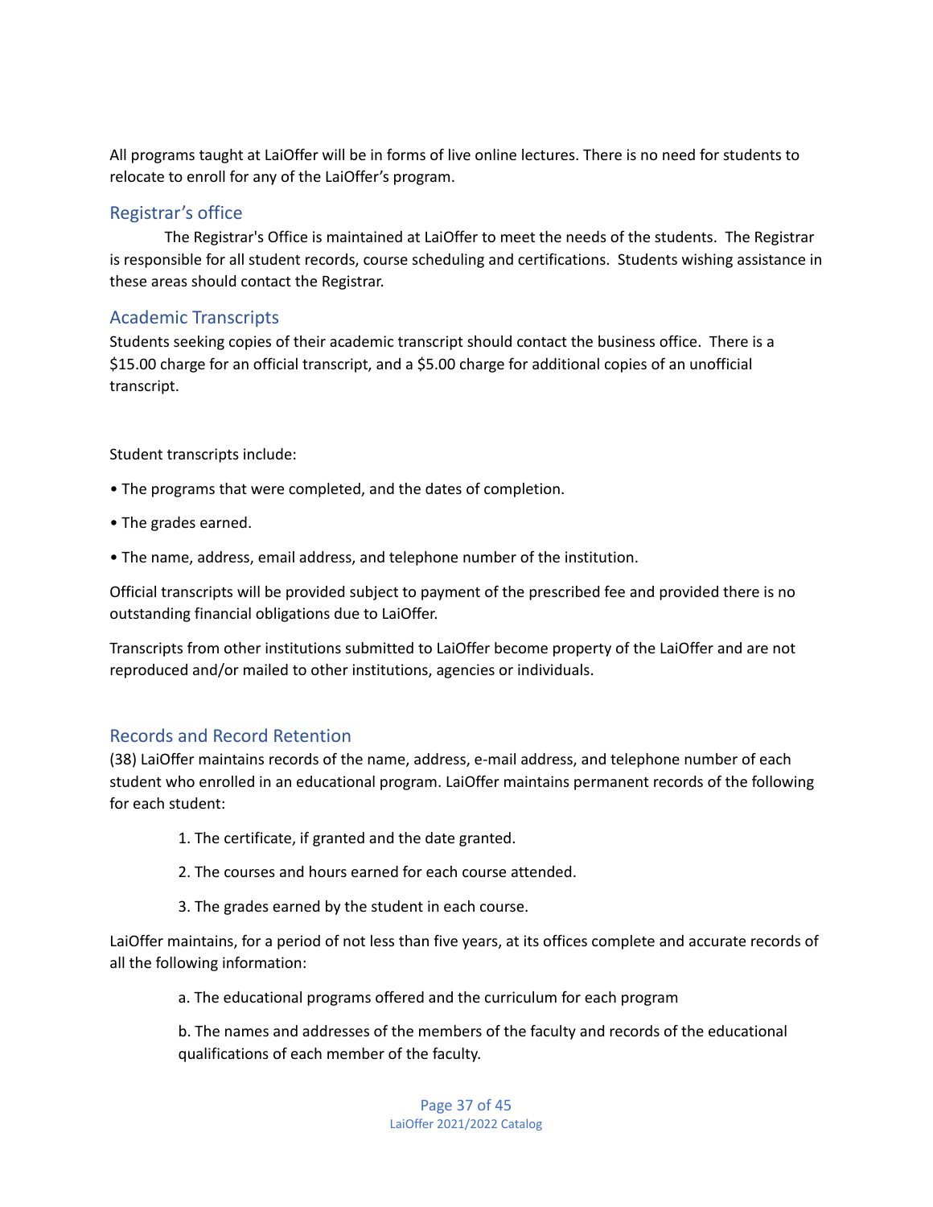All programs taught at LaiOffer will be in forms of live online lectures. There is no need for students to relocate to enroll for any of the LaiOffer's program.

## Registrar's office

The Registrar's Office is maintained at LaiOffer to meet the needs of the students. The Registrar is responsible for all student records, course scheduling and certifications. Students wishing assistance in these areas should contact the Registrar.

## Academic Transcripts

Students seeking copies of their academic transcript should contact the business office. There is a $15.00 charge for an official transcript, and a $5.00 charge for additional copies of an unofficial transcript.

Student transcripts include:

• The programs that were completed, and the dates of completion.

• The grades earned.

• The name, address, email address, and telephone number of the institution.

Official transcripts will be provided subject to payment of the prescribed fee and provided there is no outstanding financial obligations due to LaiOffer.

Transcripts from other institutions submitted to LaiOffer become property of the LaiOffer and are not reproduced and/or mailed to other institutions, agencies or individuals.

## Records and Record Retention

(38) LaiOffer maintains records of the name, address, e-mail address, and telephone number of each student who enrolled in an educational program. LaiOffer maintains permanent records of the following for each student:

1. The certificate, if granted and the date granted.
2. The courses and hours earned for each course attended.
3. The grades earned by the student in each course.

LaiOffer maintains, for a period of not less than five years, at its offices complete and accurate records of all the following information:

a. The educational programs offered and the curriculum for each program

b. The names and addresses of the members of the faculty and records of the educational qualifications of each member of the faculty.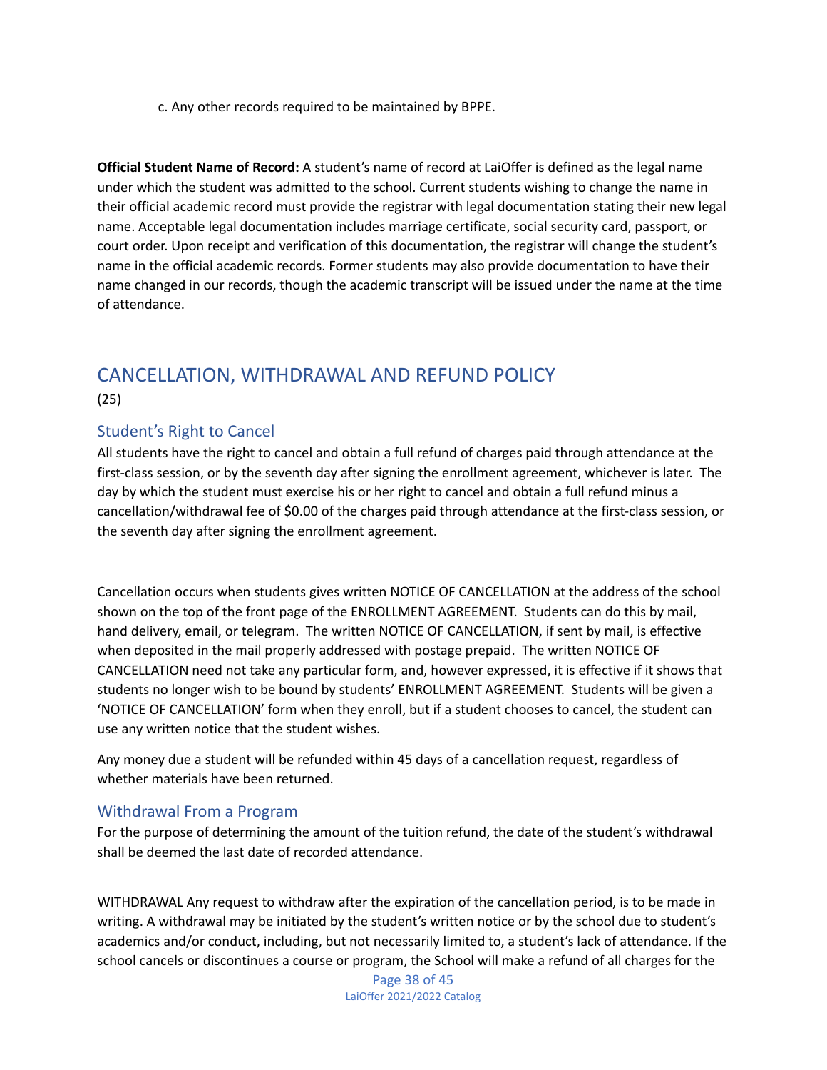c. Any other records required to be maintained by BPPE.

**Official Student Name of Record:** A student's name of record at LaiOffer is defined as the legal name under which the student was admitted to the school. Current students wishing to change the name in their official academic record must provide the registrar with legal documentation stating their new legal name. Acceptable legal documentation includes marriage certificate, social security card, passport, or court order. Upon receipt and verification of this documentation, the registrar will change the student's name in the official academic records. Former students may also provide documentation to have their name changed in our records, though the academic transcript will be issued under the name at the time of attendance.

## CANCELLATION, WITHDRAWAL AND REFUND POLICY

(25)

### Student's Right to Cancel

All students have the right to cancel and obtain a full refund of charges paid through attendance at the first-class session, or by the seventh day after signing the enrollment agreement, whichever is later. The day by which the student must exercise his or her right to cancel and obtain a full refund minus a cancellation/withdrawal fee of $0.00 of the charges paid through attendance at the first-class session, or the seventh day after signing the enrollment agreement.

Cancellation occurs when students gives written NOTICE OF CANCELLATION at the address of the school shown on the top of the front page of the ENROLLMENT AGREEMENT. Students can do this by mail, hand delivery, email, or telegram. The written NOTICE OF CANCELLATION, if sent by mail, is effective when deposited in the mail properly addressed with postage prepaid. The written NOTICE OF CANCELLATION need not take any particular form, and, however expressed, it is effective if it shows that students no longer wish to be bound by students' ENROLLMENT AGREEMENT. Students will be given a 'NOTICE OF CANCELLATION' form when they enroll, but if a student chooses to cancel, the student can use any written notice that the student wishes.

Any money due a student will be refunded within 45 days of a cancellation request, regardless of whether materials have been returned.

### Withdrawal From a Program

For the purpose of determining the amount of the tuition refund, the date of the student's withdrawal shall be deemed the last date of recorded attendance.

WITHDRAWAL Any request to withdraw after the expiration of the cancellation period, is to be made in writing. A withdrawal may be initiated by the student's written notice or by the school due to student's academics and/or conduct, including, but not necessarily limited to, a student's lack of attendance. If the school cancels or discontinues a course or program, the School will make a refund of all charges for the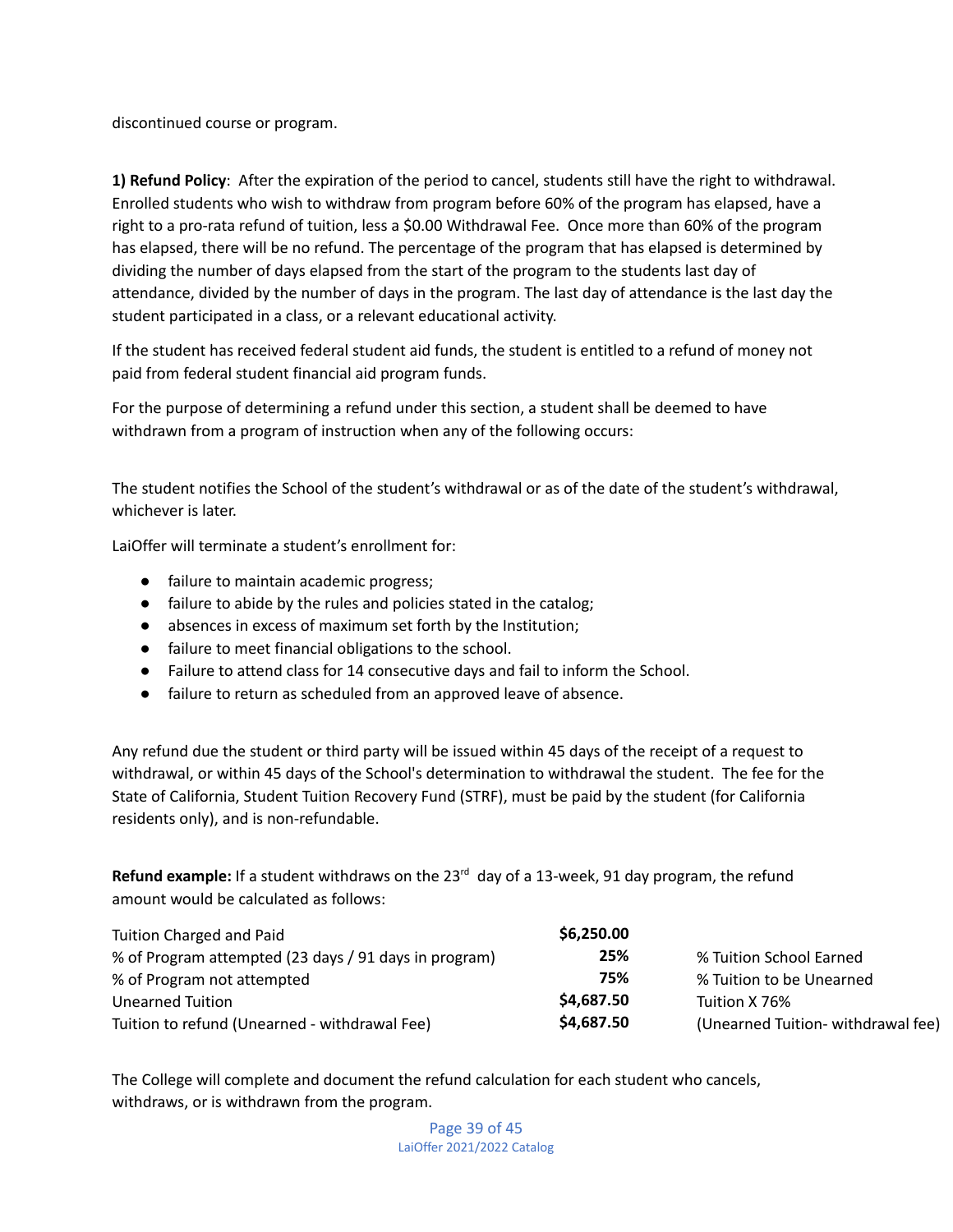discontinued course or program.

**1) Refund Policy**: After the expiration of the period to cancel, students still have the right to withdrawal. Enrolled students who wish to withdraw from program before 60% of the program has elapsed, have a right to a pro-rata refund of tuition, less a $0.00 Withdrawal Fee. Once more than 60% of the program has elapsed, there will be no refund. The percentage of the program that has elapsed is determined by dividing the number of days elapsed from the start of the program to the students last day of attendance, divided by the number of days in the program. The last day of attendance is the last day the student participated in a class, or a relevant educational activity.

If the student has received federal student aid funds, the student is entitled to a refund of money not paid from federal student financial aid program funds.

For the purpose of determining a refund under this section, a student shall be deemed to have withdrawn from a program of instruction when any of the following occurs:

The student notifies the School of the student's withdrawal or as of the date of the student's withdrawal, whichever is later.

LaiOffer will terminate a student's enrollment for:

- failure to maintain academic progress;
- failure to abide by the rules and policies stated in the catalog;
- absences in excess of maximum set forth by the Institution;
- failure to meet financial obligations to the school.
- Failure to attend class for 14 consecutive days and fail to inform the School.
- failure to return as scheduled from an approved leave of absence.

Any refund due the student or third party will be issued within 45 days of the receipt of a request to withdrawal, or within 45 days of the School's determination to withdrawal the student. The fee for the State of California, Student Tuition Recovery Fund (STRF), must be paid by the student (for California residents only), and is non-refundable.

**Refund example:** If a student withdraws on the 23rd day of a 13-week, 91 day program, the refund amount would be calculated as follows:

| | | |
|---|---|---|
| Tuition Charged and Paid | **$6,250.00** | |
| % of Program attempted (23 days / 91 days in program) | **25%** | % Tuition School Earned |
| % of Program not attempted | **75%** | % Tuition to be Unearned |
| Unearned Tuition | **$4,687.50** | Tuition X 76% |
| Tuition to refund (Unearned - withdrawal Fee) | **$4,687.50** | (Unearned Tuition- withdrawal fee) |

The College will complete and document the refund calculation for each student who cancels, withdraws, or is withdrawn from the program.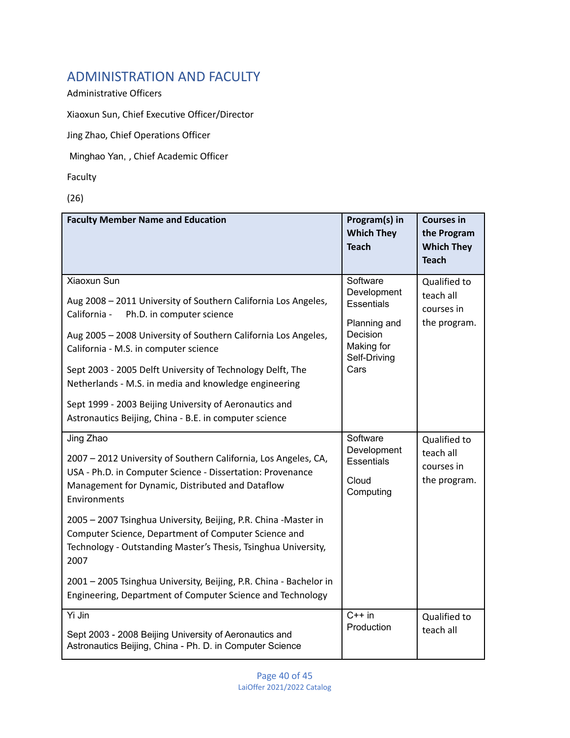## ADMINISTRATION AND FACULTY

Administrative Officers

Xiaoxun Sun, Chief Executive Officer/Director

Jing Zhao, Chief Operations Officer

Minghao Yan, , Chief Academic Officer

Faculty

(26)

| Faculty Member Name and Education | Program(s) in Which They Teach | Courses in the Program Which They Teach |
|---|---|---|
| Xiaoxun Sun<br><br>Aug 2008 – 2011 University of Southern California Los Angeles, California - Ph.D. in computer science<br><br>Aug 2005 – 2008 University of Southern California Los Angeles, California - M.S. in computer science<br><br>Sept 2003 - 2005 Delft University of Technology Delft, The Netherlands - M.S. in media and knowledge engineering<br><br>Sept 1999 - 2003 Beijing University of Aeronautics and Astronautics Beijing, China - B.E. in computer science | Software Development Essentials<br><br>Planning and Decision Making for Self-Driving Cars | Qualified to teach all courses in the program. |
| Jing Zhao<br><br>2007 – 2012 University of Southern California, Los Angeles, CA, USA - Ph.D. in Computer Science - Dissertation: Provenance Management for Dynamic, Distributed and Dataflow Environments<br><br>2005 – 2007 Tsinghua University, Beijing, P.R. China -Master in Computer Science, Department of Computer Science and Technology - Outstanding Master's Thesis, Tsinghua University, 2007<br><br>2001 – 2005 Tsinghua University, Beijing, P.R. China - Bachelor in Engineering, Department of Computer Science and Technology | Software Development Essentials<br><br>Cloud Computing | Qualified to teach all courses in the program. |
| Yi Jin<br><br>Sept 2003 - 2008 Beijing University of Aeronautics and Astronautics Beijing, China - Ph. D. in Computer Science | C++ in Production | Qualified to teach all |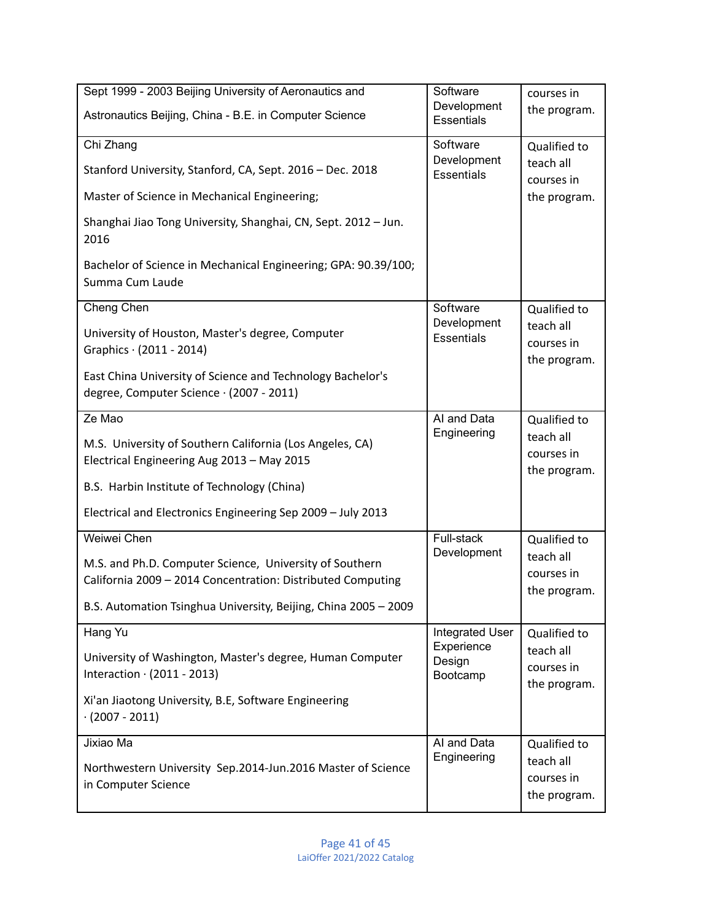| | | |
|---|---|---|
| Sept 1999 - 2003 Beijing University of Aeronautics and Astronautics Beijing, China - B.E. in Computer Science | Software Development Essentials | courses in the program. |
| Chi Zhang<br><br>Stanford University, Stanford, CA, Sept. 2016 – Dec. 2018<br><br>Master of Science in Mechanical Engineering;<br><br>Shanghai Jiao Tong University, Shanghai, CN, Sept. 2012 – Jun. 2016<br><br>Bachelor of Science in Mechanical Engineering; GPA: 90.39/100; Summa Cum Laude | Software Development Essentials | Qualified to teach all courses in the program. |
| Cheng Chen<br><br>University of Houston, Master's degree, Computer Graphics · (2011 - 2014)<br><br>East China University of Science and Technology Bachelor's degree, Computer Science · (2007 - 2011) | Software Development Essentials | Qualified to teach all courses in the program. |
| Ze Mao<br><br>M.S. University of Southern California (Los Angeles, CA) Electrical Engineering Aug 2013 – May 2015<br><br>B.S. Harbin Institute of Technology (China)<br><br>Electrical and Electronics Engineering Sep 2009 – July 2013 | AI and Data Engineering | Qualified to teach all courses in the program. |
| Weiwei Chen<br><br>M.S. and Ph.D. Computer Science, University of Southern California 2009 – 2014 Concentration: Distributed Computing<br><br>B.S. Automation Tsinghua University, Beijing, China 2005 – 2009 | Full-stack Development | Qualified to teach all courses in the program. |
| Hang Yu<br><br>University of Washington, Master's degree, Human Computer Interaction · (2011 - 2013)<br><br>Xi'an Jiaotong University, B.E, Software Engineering · (2007 - 2011) | Integrated User Experience Design Bootcamp | Qualified to teach all courses in the program. |
| Jixiao Ma<br><br>Northwestern University Sep.2014-Jun.2016 Master of Science in Computer Science | AI and Data Engineering | Qualified to teach all courses in the program. |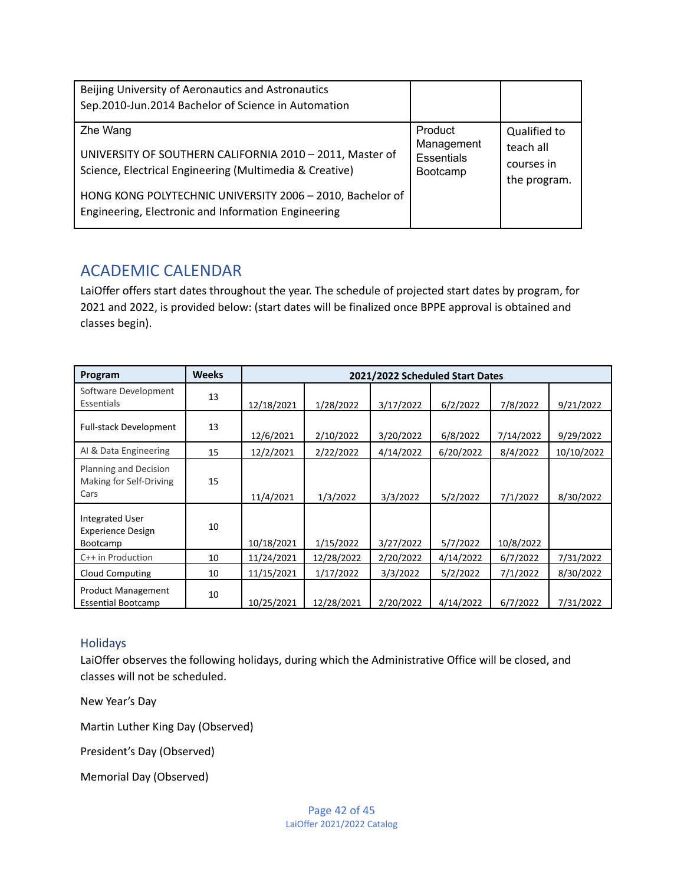| | | |
|---|---|---|
| Beijing University of Aeronautics and Astronautics<br>Sep.2010-Jun.2014 Bachelor of Science in Automation | | |
| Zhe Wang<br><br>UNIVERSITY OF SOUTHERN CALIFORNIA 2010 – 2011, Master of Science, Electrical Engineering (Multimedia & Creative)<br><br>HONG KONG POLYTECHNIC UNIVERSITY 2006 – 2010, Bachelor of Engineering, Electronic and Information Engineering | Product Management Essentials Bootcamp | Qualified to teach all courses in the program. |

## ACADEMIC CALENDAR

LaiOffer offers start dates throughout the year. The schedule of projected start dates by program, for 2021 and 2022, is provided below: (start dates will be finalized once BPPE approval is obtained and classes begin).

| Program | Weeks | 2021/2022 Scheduled Start Dates | | | | | |
|---|---|---|---|---|---|---|---|
| Software Development Essentials | 13 | 12/18/2021 | 1/28/2022 | 3/17/2022 | 6/2/2022 | 7/8/2022 | 9/21/2022 |
| Full-stack Development | 13 | 12/6/2021 | 2/10/2022 | 3/20/2022 | 6/8/2022 | 7/14/2022 | 9/29/2022 |
| AI & Data Engineering | 15 | 12/2/2021 | 2/22/2022 | 4/14/2022 | 6/20/2022 | 8/4/2022 | 10/10/2022 |
| Planning and Decision Making for Self-Driving Cars | 15 | 11/4/2021 | 1/3/2022 | 3/3/2022 | 5/2/2022 | 7/1/2022 | 8/30/2022 |
| Integrated User Experience Design Bootcamp | 10 | 10/18/2021 | 1/15/2022 | 3/27/2022 | 5/7/2022 | 10/8/2022 | |
| C++ in Production | 10 | 11/24/2021 | 12/28/2022 | 2/20/2022 | 4/14/2022 | 6/7/2022 | 7/31/2022 |
| Cloud Computing | 10 | 11/15/2021 | 1/17/2022 | 3/3/2022 | 5/2/2022 | 7/1/2022 | 8/30/2022 |
| Product Management Essential Bootcamp | 10 | 10/25/2021 | 12/28/2021 | 2/20/2022 | 4/14/2022 | 6/7/2022 | 7/31/2022 |

### Holidays

LaiOffer observes the following holidays, during which the Administrative Office will be closed, and classes will not be scheduled.

New Year's Day

Martin Luther King Day (Observed)

President's Day (Observed)

Memorial Day (Observed)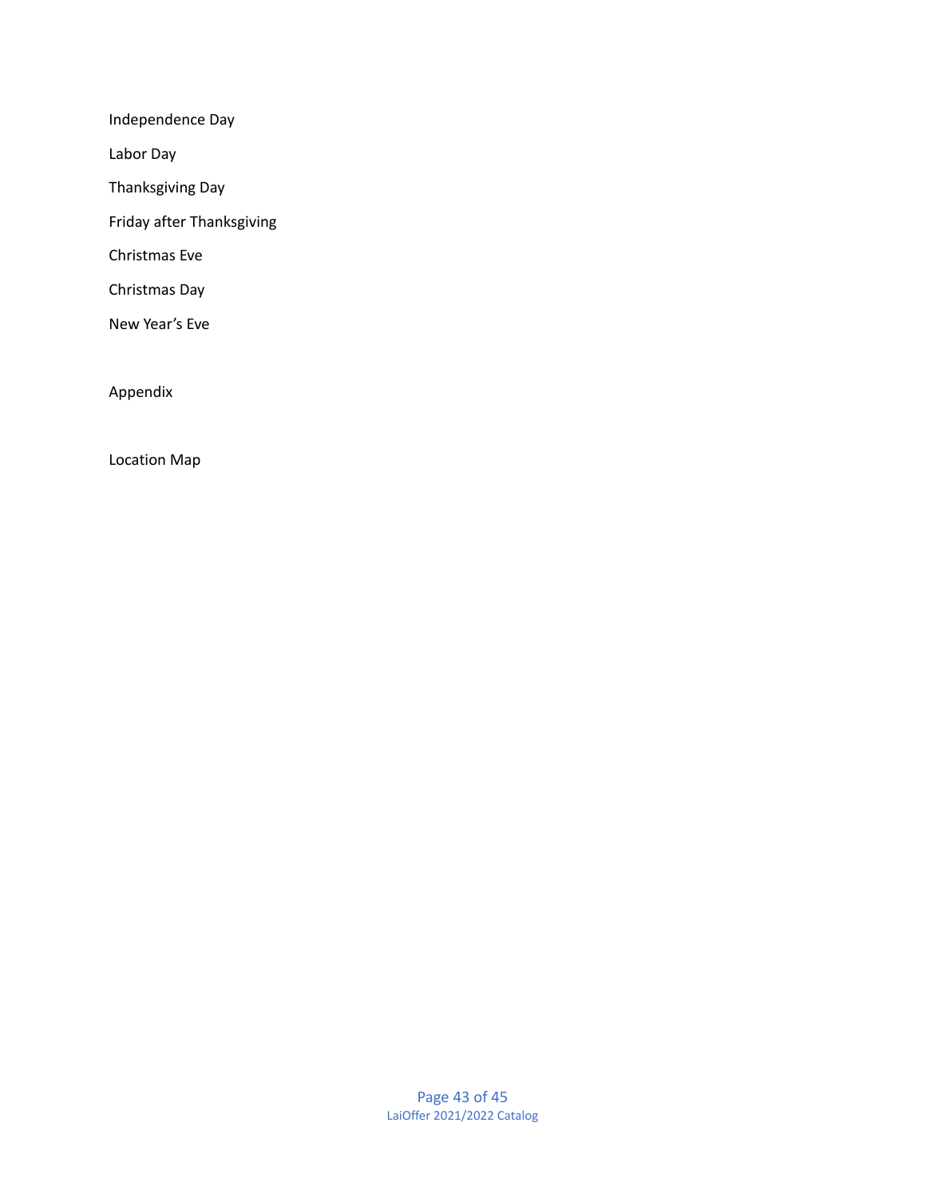Independence Day

Labor Day

Thanksgiving Day

Friday after Thanksgiving

Christmas Eve

Christmas Day

New Year's Eve

Appendix

Location Map